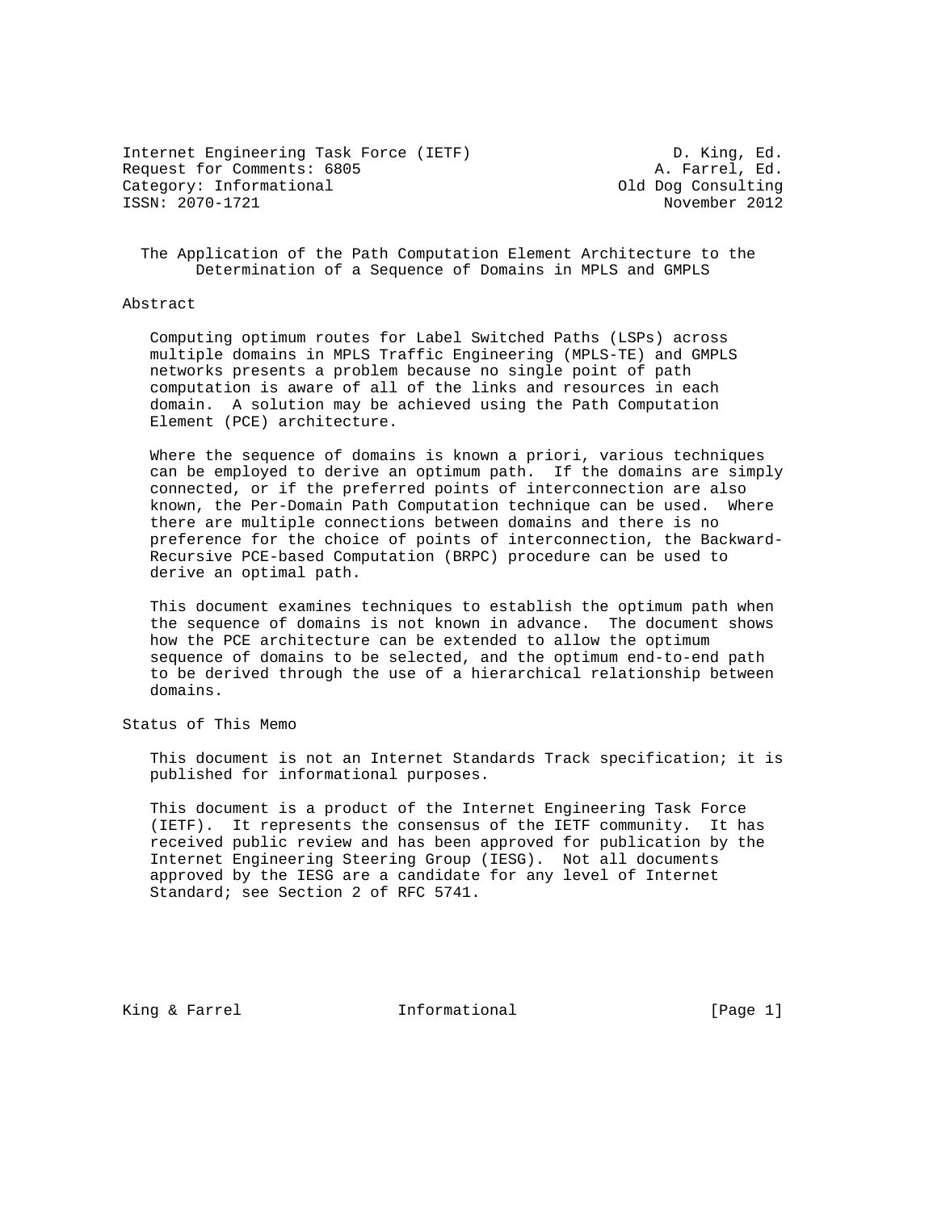Internet Engineering Task Force (IETF) D. King, Ed.
Request for Comments: 6805 A. Farrel, Ed.
Category: Informational Old Dog Consulting
ISSN: 2070-1721 November 2012

# The Application of the Path Computation Element Architecture to the Determination of a Sequence of Domains in MPLS and GMPLS

## Abstract

Computing optimum routes for Label Switched Paths (LSPs) across multiple domains in MPLS Traffic Engineering (MPLS-TE) and GMPLS networks presents a problem because no single point of path computation is aware of all of the links and resources in each domain. A solution may be achieved using the Path Computation Element (PCE) architecture.

Where the sequence of domains is known a priori, various techniques can be employed to derive an optimum path. If the domains are simply connected, or if the preferred points of interconnection are also known, the Per-Domain Path Computation technique can be used. Where there are multiple connections between domains and there is no preference for the choice of points of interconnection, the Backward-Recursive PCE-based Computation (BRPC) procedure can be used to derive an optimal path.

This document examines techniques to establish the optimum path when the sequence of domains is not known in advance. The document shows how the PCE architecture can be extended to allow the optimum sequence of domains to be selected, and the optimum end-to-end path to be derived through the use of a hierarchical relationship between domains.

## Status of This Memo

This document is not an Internet Standards Track specification; it is published for informational purposes.

This document is a product of the Internet Engineering Task Force (IETF). It represents the consensus of the IETF community. It has received public review and has been approved for publication by the Internet Engineering Steering Group (IESG). Not all documents approved by the IESG are a candidate for any level of Internet Standard; see Section 2 of RFC 5741.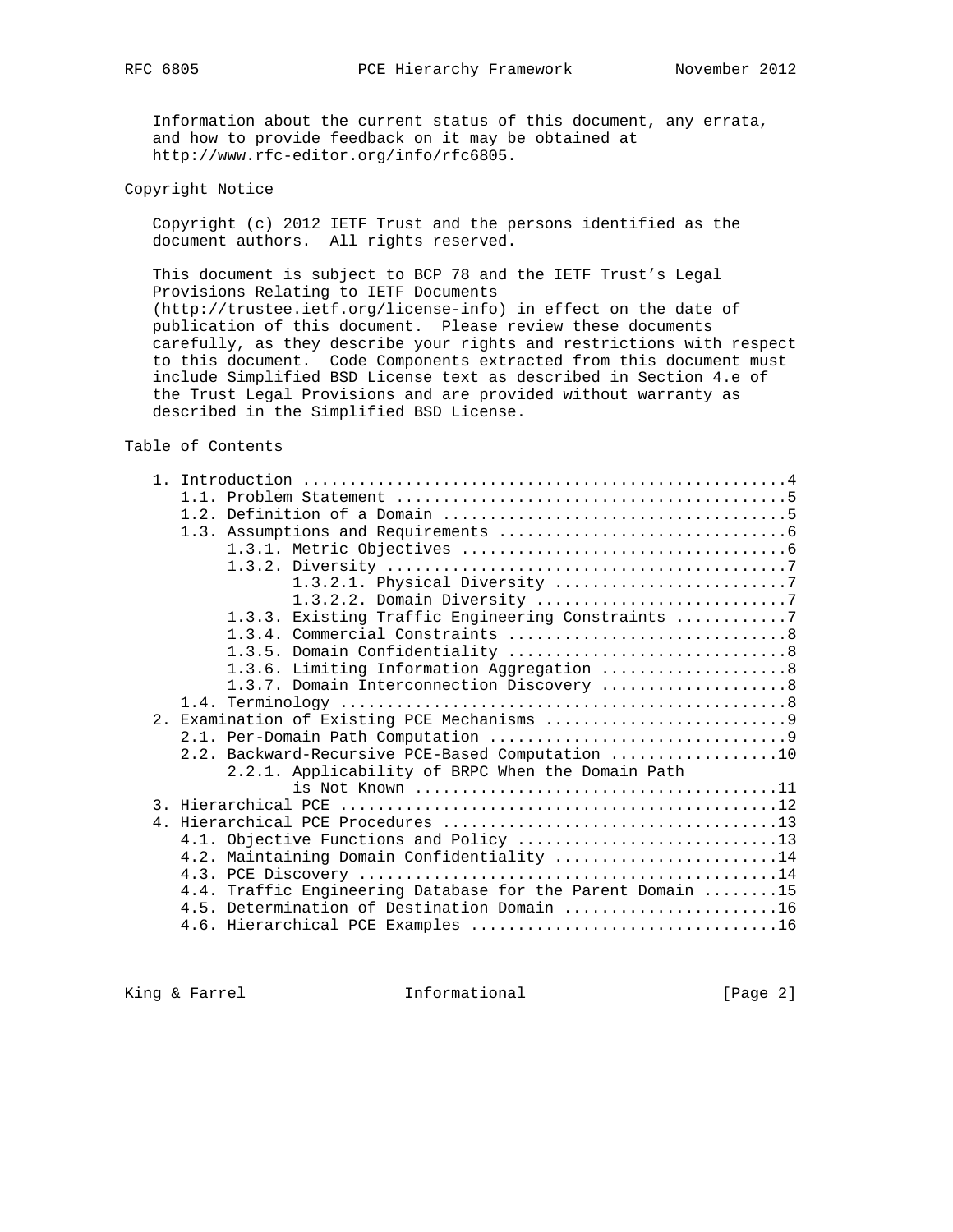Information about the current status of this document, any errata, and how to provide feedback on it may be obtained at http://www.rfc-editor.org/info/rfc6805.

## Copyright Notice

Copyright (c) 2012 IETF Trust and the persons identified as the document authors. All rights reserved.

This document is subject to BCP 78 and the IETF Trust's Legal Provisions Relating to IETF Documents (http://trustee.ietf.org/license-info) in effect on the date of publication of this document. Please review these documents carefully, as they describe your rights and restrictions with respect to this document. Code Components extracted from this document must include Simplified BSD License text as described in Section 4.e of the Trust Legal Provisions and are provided without warranty as described in the Simplified BSD License.

## Table of Contents

```
   1. Introduction ....................................................4
      1.1. Problem Statement ..........................................5
      1.2. Definition of a Domain .....................................5
      1.3. Assumptions and Requirements ...............................6
           1.3.1. Metric Objectives ...................................6
           1.3.2. Diversity ...........................................7
                  1.3.2.1. Physical Diversity .........................7
                  1.3.2.2. Domain Diversity ...........................7
           1.3.3. Existing Traffic Engineering Constraints ............7
           1.3.4. Commercial Constraints ..............................8
           1.3.5. Domain Confidentiality ..............................8
           1.3.6. Limiting Information Aggregation ....................8
           1.3.7. Domain Interconnection Discovery ....................8
      1.4. Terminology ................................................8
   2. Examination of Existing PCE Mechanisms ..........................9
      2.1. Per-Domain Path Computation ................................9
      2.2. Backward-Recursive PCE-Based Computation ..................10
           2.2.1. Applicability of BRPC When the Domain Path
                  is Not Known .......................................11
   3. Hierarchical PCE ...............................................12
   4. Hierarchical PCE Procedures ....................................13
      4.1. Objective Functions and Policy ............................13
      4.2. Maintaining Domain Confidentiality ........................14
      4.3. PCE Discovery .............................................14
      4.4. Traffic Engineering Database for the Parent Domain ........15
      4.5. Determination of Destination Domain .......................16
      4.6. Hierarchical PCE Examples .................................16
```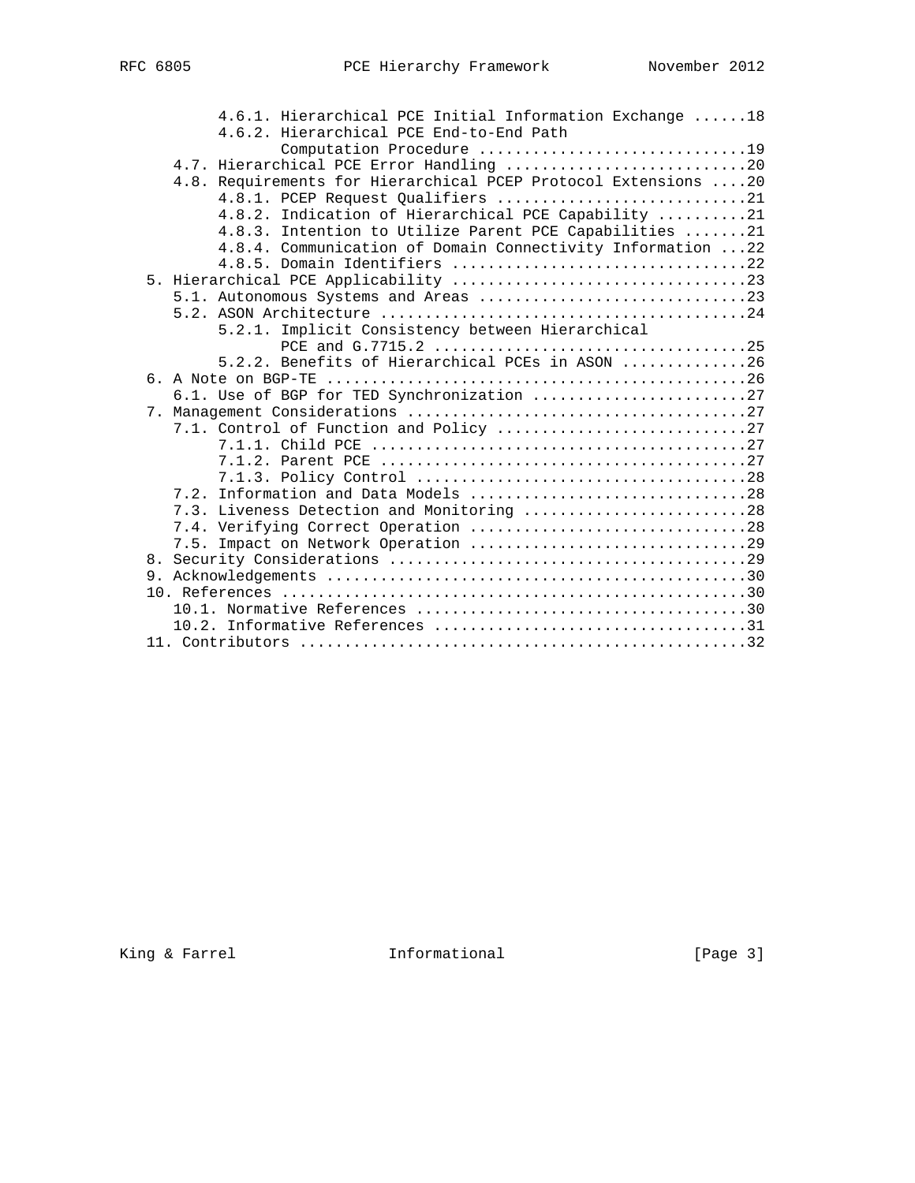```
         4.6.1. Hierarchical PCE Initial Information Exchange ......18
         4.6.2. Hierarchical PCE End-to-End Path
                Computation Procedure .............................19
    4.7. Hierarchical PCE Error Handling ...........................20
    4.8. Requirements for Hierarchical PCEP Protocol Extensions ....20
         4.8.1. PCEP Request Qualifiers ............................21
         4.8.2. Indication of Hierarchical PCE Capability ..........21
         4.8.3. Intention to Utilize Parent PCE Capabilities .......21
         4.8.4. Communication of Domain Connectivity Information ...22
         4.8.5. Domain Identifiers .................................22
 5. Hierarchical PCE Applicability .................................23
    5.1. Autonomous Systems and Areas ..............................23
    5.2. ASON Architecture .........................................24
         5.2.1. Implicit Consistency between Hierarchical
                PCE and G.7715.2 ...................................25
         5.2.2. Benefits of Hierarchical PCEs in ASON ..............26
 6. A Note on BGP-TE ...............................................26
    6.1. Use of BGP for TED Synchronization ........................27
 7. Management Considerations ......................................27
    7.1. Control of Function and Policy ............................27
         7.1.1. Child PCE ..........................................27
         7.1.2. Parent PCE .........................................27
         7.1.3. Policy Control .....................................28
    7.2. Information and Data Models ...............................28
    7.3. Liveness Detection and Monitoring .........................28
    7.4. Verifying Correct Operation ...............................28
    7.5. Impact on Network Operation ...............................29
 8. Security Considerations ........................................29
 9. Acknowledgements ...............................................30
 10. References ....................................................30
    10.1. Normative References .....................................30
    10.2. Informative References ...................................31
 11. Contributors ..................................................32
```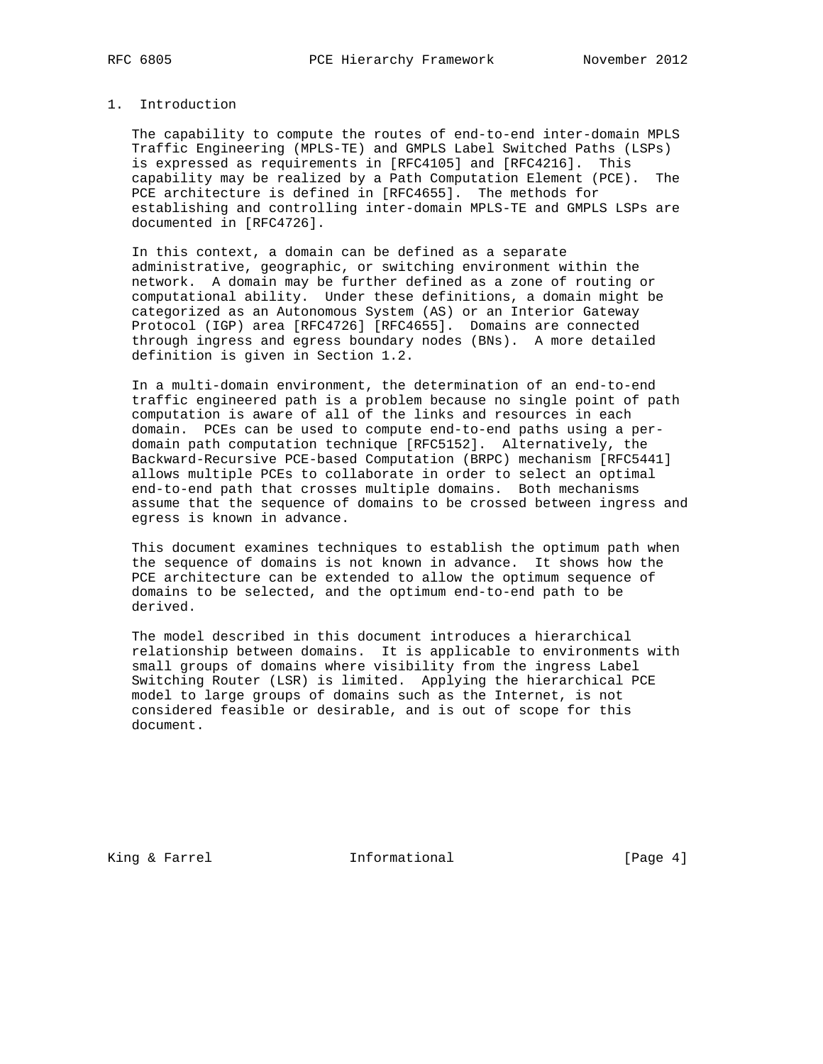# 1. Introduction

The capability to compute the routes of end-to-end inter-domain MPLS Traffic Engineering (MPLS-TE) and GMPLS Label Switched Paths (LSPs) is expressed as requirements in [RFC4105] and [RFC4216]. This capability may be realized by a Path Computation Element (PCE). The PCE architecture is defined in [RFC4655]. The methods for establishing and controlling inter-domain MPLS-TE and GMPLS LSPs are documented in [RFC4726].

In this context, a domain can be defined as a separate administrative, geographic, or switching environment within the network. A domain may be further defined as a zone of routing or computational ability. Under these definitions, a domain might be categorized as an Autonomous System (AS) or an Interior Gateway Protocol (IGP) area [RFC4726] [RFC4655]. Domains are connected through ingress and egress boundary nodes (BNs). A more detailed definition is given in Section 1.2.

In a multi-domain environment, the determination of an end-to-end traffic engineered path is a problem because no single point of path computation is aware of all of the links and resources in each domain. PCEs can be used to compute end-to-end paths using a per-domain path computation technique [RFC5152]. Alternatively, the Backward-Recursive PCE-based Computation (BRPC) mechanism [RFC5441] allows multiple PCEs to collaborate in order to select an optimal end-to-end path that crosses multiple domains. Both mechanisms assume that the sequence of domains to be crossed between ingress and egress is known in advance.

This document examines techniques to establish the optimum path when the sequence of domains is not known in advance. It shows how the PCE architecture can be extended to allow the optimum sequence of domains to be selected, and the optimum end-to-end path to be derived.

The model described in this document introduces a hierarchical relationship between domains. It is applicable to environments with small groups of domains where visibility from the ingress Label Switching Router (LSR) is limited. Applying the hierarchical PCE model to large groups of domains such as the Internet, is not considered feasible or desirable, and is out of scope for this document.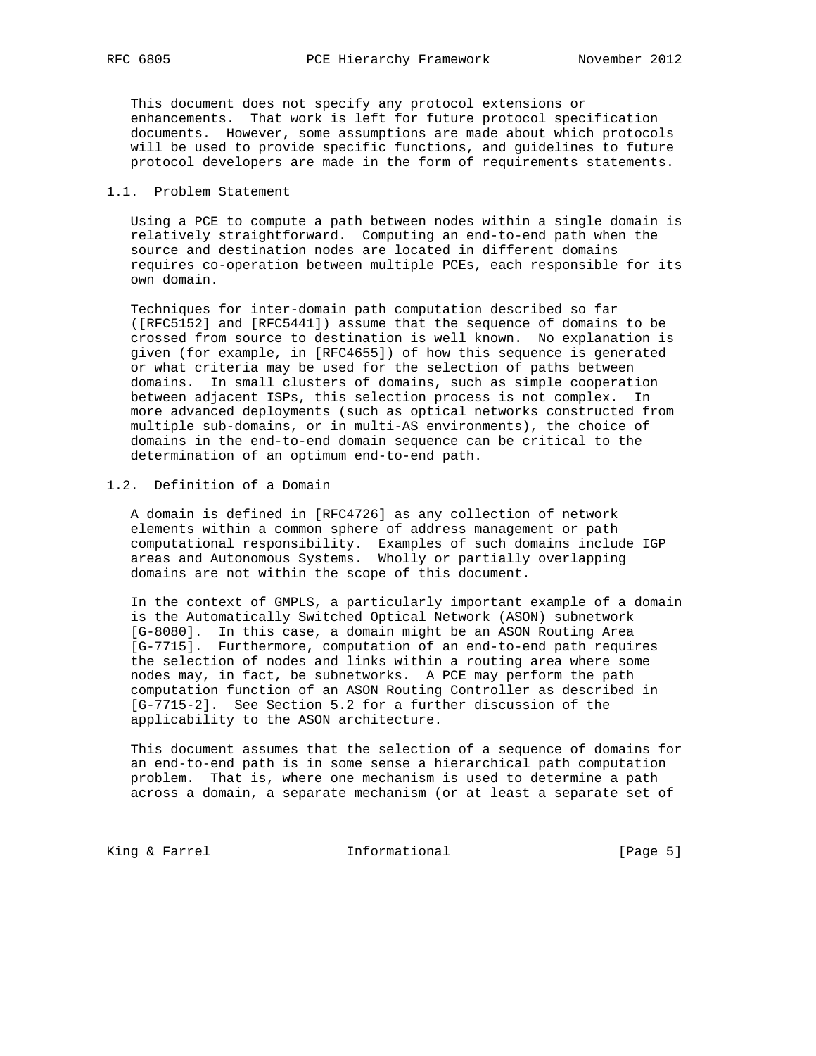This document does not specify any protocol extensions or enhancements. That work is left for future protocol specification documents. However, some assumptions are made about which protocols will be used to provide specific functions, and guidelines to future protocol developers are made in the form of requirements statements.

### 1.1. Problem Statement

Using a PCE to compute a path between nodes within a single domain is relatively straightforward. Computing an end-to-end path when the source and destination nodes are located in different domains requires co-operation between multiple PCEs, each responsible for its own domain.

Techniques for inter-domain path computation described so far ([RFC5152] and [RFC5441]) assume that the sequence of domains to be crossed from source to destination is well known. No explanation is given (for example, in [RFC4655]) of how this sequence is generated or what criteria may be used for the selection of paths between domains. In small clusters of domains, such as simple cooperation between adjacent ISPs, this selection process is not complex. In more advanced deployments (such as optical networks constructed from multiple sub-domains, or in multi-AS environments), the choice of domains in the end-to-end domain sequence can be critical to the determination of an optimum end-to-end path.

### 1.2. Definition of a Domain

A domain is defined in [RFC4726] as any collection of network elements within a common sphere of address management or path computational responsibility. Examples of such domains include IGP areas and Autonomous Systems. Wholly or partially overlapping domains are not within the scope of this document.

In the context of GMPLS, a particularly important example of a domain is the Automatically Switched Optical Network (ASON) subnetwork [G-8080]. In this case, a domain might be an ASON Routing Area [G-7715]. Furthermore, computation of an end-to-end path requires the selection of nodes and links within a routing area where some nodes may, in fact, be subnetworks. A PCE may perform the path computation function of an ASON Routing Controller as described in [G-7715-2]. See Section 5.2 for a further discussion of the applicability to the ASON architecture.

This document assumes that the selection of a sequence of domains for an end-to-end path is in some sense a hierarchical path computation problem. That is, where one mechanism is used to determine a path across a domain, a separate mechanism (or at least a separate set of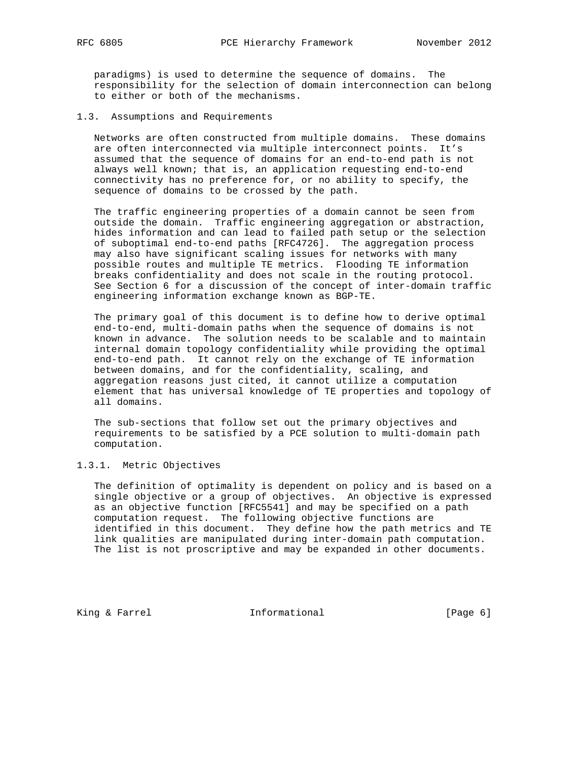paradigms) is used to determine the sequence of domains. The responsibility for the selection of domain interconnection can belong to either or both of the mechanisms.

### 1.3. Assumptions and Requirements

Networks are often constructed from multiple domains. These domains are often interconnected via multiple interconnect points. It's assumed that the sequence of domains for an end-to-end path is not always well known; that is, an application requesting end-to-end connectivity has no preference for, or no ability to specify, the sequence of domains to be crossed by the path.

The traffic engineering properties of a domain cannot be seen from outside the domain. Traffic engineering aggregation or abstraction, hides information and can lead to failed path setup or the selection of suboptimal end-to-end paths [RFC4726]. The aggregation process may also have significant scaling issues for networks with many possible routes and multiple TE metrics. Flooding TE information breaks confidentiality and does not scale in the routing protocol. See Section 6 for a discussion of the concept of inter-domain traffic engineering information exchange known as BGP-TE.

The primary goal of this document is to define how to derive optimal end-to-end, multi-domain paths when the sequence of domains is not known in advance. The solution needs to be scalable and to maintain internal domain topology confidentiality while providing the optimal end-to-end path. It cannot rely on the exchange of TE information between domains, and for the confidentiality, scaling, and aggregation reasons just cited, it cannot utilize a computation element that has universal knowledge of TE properties and topology of all domains.

The sub-sections that follow set out the primary objectives and requirements to be satisfied by a PCE solution to multi-domain path computation.

#### 1.3.1. Metric Objectives

The definition of optimality is dependent on policy and is based on a single objective or a group of objectives. An objective is expressed as an objective function [RFC5541] and may be specified on a path computation request. The following objective functions are identified in this document. They define how the path metrics and TE link qualities are manipulated during inter-domain path computation. The list is not proscriptive and may be expanded in other documents.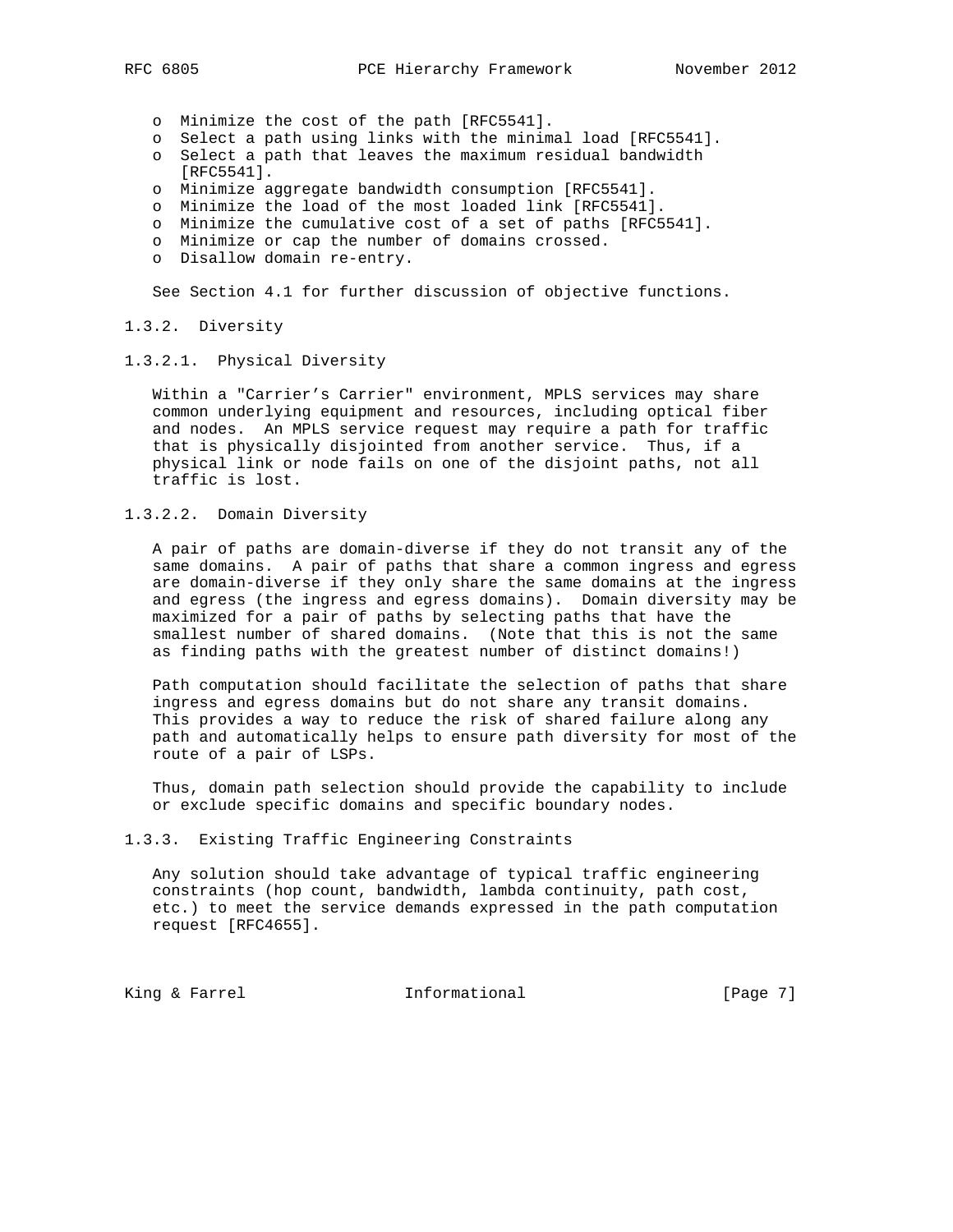- Minimize the cost of the path [RFC5541].
- Select a path using links with the minimal load [RFC5541].
- Select a path that leaves the maximum residual bandwidth [RFC5541].
- Minimize aggregate bandwidth consumption [RFC5541].
- Minimize the load of the most loaded link [RFC5541].
- Minimize the cumulative cost of a set of paths [RFC5541].
- Minimize or cap the number of domains crossed.
- Disallow domain re-entry.

See Section 4.1 for further discussion of objective functions.

### 1.3.2. Diversity

#### 1.3.2.1. Physical Diversity

Within a "Carrier's Carrier" environment, MPLS services may share common underlying equipment and resources, including optical fiber and nodes. An MPLS service request may require a path for traffic that is physically disjointed from another service. Thus, if a physical link or node fails on one of the disjoint paths, not all traffic is lost.

#### 1.3.2.2. Domain Diversity

A pair of paths are domain-diverse if they do not transit any of the same domains. A pair of paths that share a common ingress and egress are domain-diverse if they only share the same domains at the ingress and egress (the ingress and egress domains). Domain diversity may be maximized for a pair of paths by selecting paths that have the smallest number of shared domains. (Note that this is not the same as finding paths with the greatest number of distinct domains!)

Path computation should facilitate the selection of paths that share ingress and egress domains but do not share any transit domains. This provides a way to reduce the risk of shared failure along any path and automatically helps to ensure path diversity for most of the route of a pair of LSPs.

Thus, domain path selection should provide the capability to include or exclude specific domains and specific boundary nodes.

### 1.3.3. Existing Traffic Engineering Constraints

Any solution should take advantage of typical traffic engineering constraints (hop count, bandwidth, lambda continuity, path cost, etc.) to meet the service demands expressed in the path computation request [RFC4655].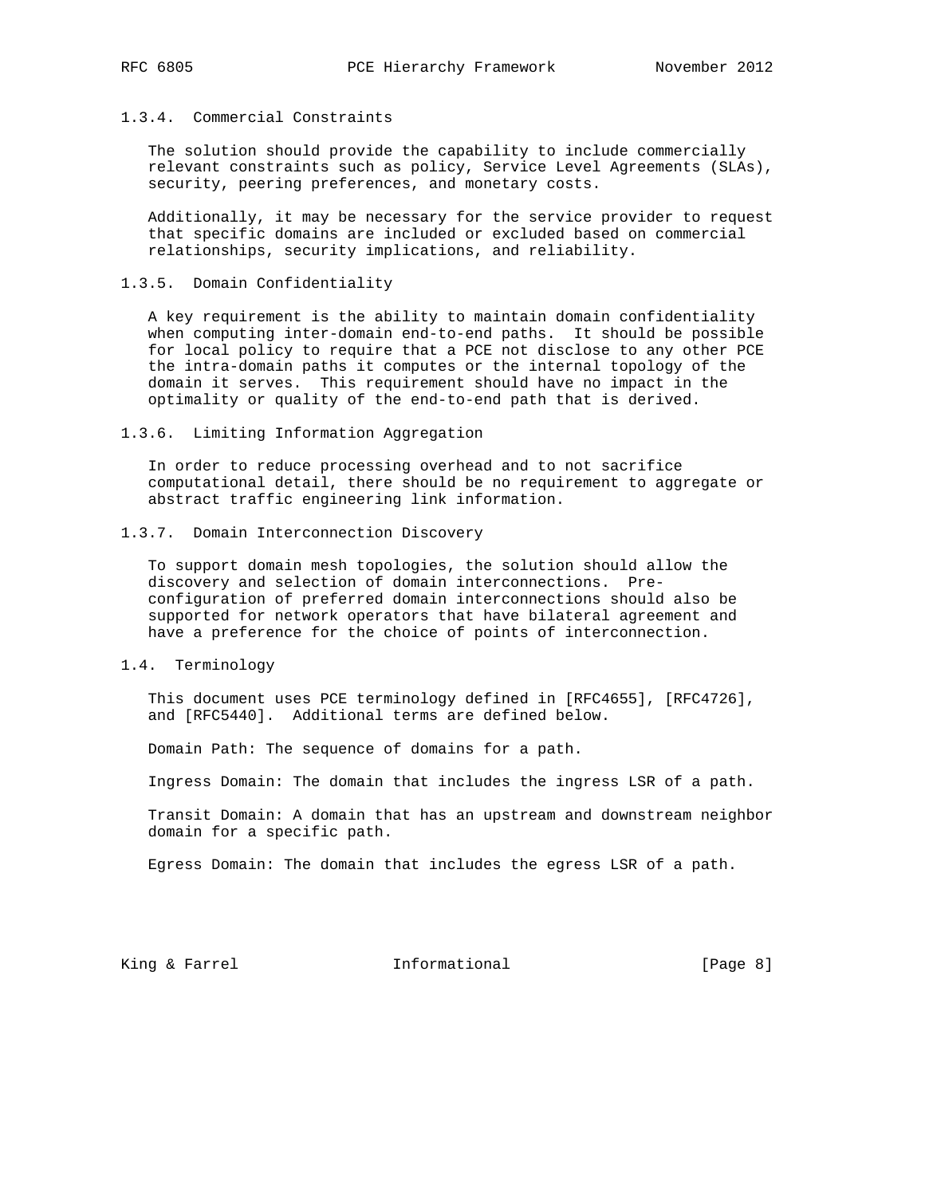### 1.3.4. Commercial Constraints

The solution should provide the capability to include commercially relevant constraints such as policy, Service Level Agreements (SLAs), security, peering preferences, and monetary costs.

Additionally, it may be necessary for the service provider to request that specific domains are included or excluded based on commercial relationships, security implications, and reliability.

### 1.3.5. Domain Confidentiality

A key requirement is the ability to maintain domain confidentiality when computing inter-domain end-to-end paths. It should be possible for local policy to require that a PCE not disclose to any other PCE the intra-domain paths it computes or the internal topology of the domain it serves. This requirement should have no impact in the optimality or quality of the end-to-end path that is derived.

### 1.3.6. Limiting Information Aggregation

In order to reduce processing overhead and to not sacrifice computational detail, there should be no requirement to aggregate or abstract traffic engineering link information.

### 1.3.7. Domain Interconnection Discovery

To support domain mesh topologies, the solution should allow the discovery and selection of domain interconnections. Pre-configuration of preferred domain interconnections should also be supported for network operators that have bilateral agreement and have a preference for the choice of points of interconnection.

## 1.4. Terminology

This document uses PCE terminology defined in [RFC4655], [RFC4726], and [RFC5440]. Additional terms are defined below.

Domain Path: The sequence of domains for a path.

Ingress Domain: The domain that includes the ingress LSR of a path.

Transit Domain: A domain that has an upstream and downstream neighbor domain for a specific path.

Egress Domain: The domain that includes the egress LSR of a path.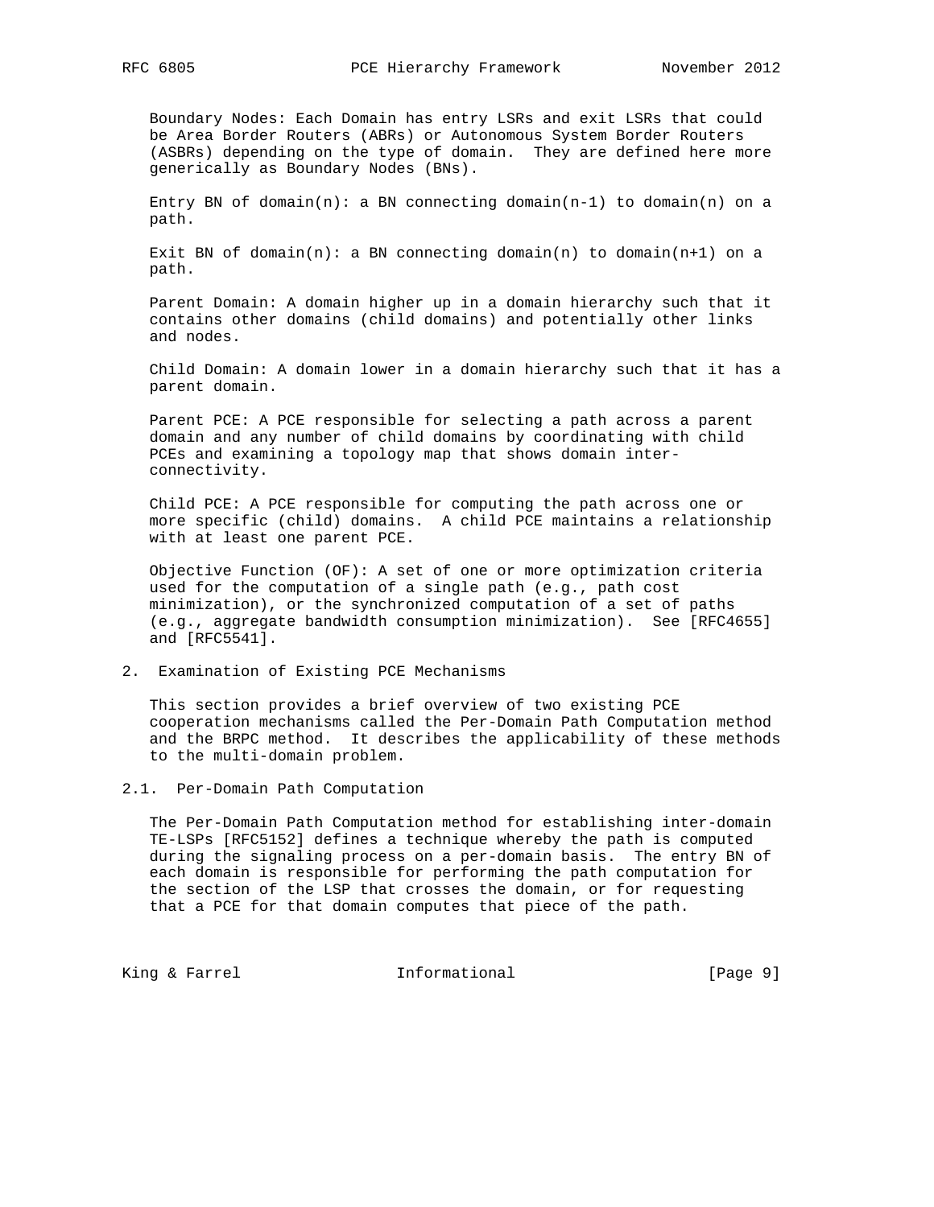Boundary Nodes: Each Domain has entry LSRs and exit LSRs that could be Area Border Routers (ABRs) or Autonomous System Border Routers (ASBRs) depending on the type of domain. They are defined here more generically as Boundary Nodes (BNs).

Entry BN of domain(n): a BN connecting domain(n-1) to domain(n) on a path.

Exit BN of domain(n): a BN connecting domain(n) to domain(n+1) on a path.

Parent Domain: A domain higher up in a domain hierarchy such that it contains other domains (child domains) and potentially other links and nodes.

Child Domain: A domain lower in a domain hierarchy such that it has a parent domain.

Parent PCE: A PCE responsible for selecting a path across a parent domain and any number of child domains by coordinating with child PCEs and examining a topology map that shows domain inter-connectivity.

Child PCE: A PCE responsible for computing the path across one or more specific (child) domains. A child PCE maintains a relationship with at least one parent PCE.

Objective Function (OF): A set of one or more optimization criteria used for the computation of a single path (e.g., path cost minimization), or the synchronized computation of a set of paths (e.g., aggregate bandwidth consumption minimization). See [RFC4655] and [RFC5541].

## 2. Examination of Existing PCE Mechanisms

This section provides a brief overview of two existing PCE cooperation mechanisms called the Per-Domain Path Computation method and the BRPC method. It describes the applicability of these methods to the multi-domain problem.

### 2.1. Per-Domain Path Computation

The Per-Domain Path Computation method for establishing inter-domain TE-LSPs [RFC5152] defines a technique whereby the path is computed during the signaling process on a per-domain basis. The entry BN of each domain is responsible for performing the path computation for the section of the LSP that crosses the domain, or for requesting that a PCE for that domain computes that piece of the path.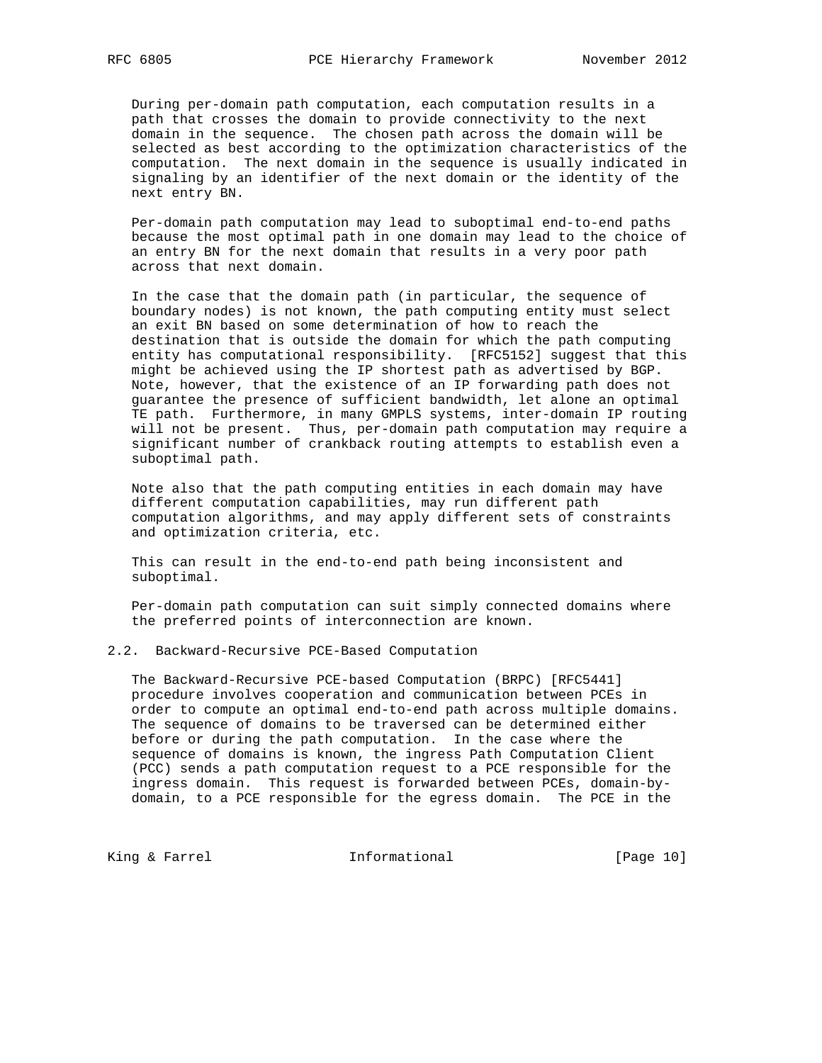During per-domain path computation, each computation results in a path that crosses the domain to provide connectivity to the next domain in the sequence. The chosen path across the domain will be selected as best according to the optimization characteristics of the computation. The next domain in the sequence is usually indicated in signaling by an identifier of the next domain or the identity of the next entry BN.

Per-domain path computation may lead to suboptimal end-to-end paths because the most optimal path in one domain may lead to the choice of an entry BN for the next domain that results in a very poor path across that next domain.

In the case that the domain path (in particular, the sequence of boundary nodes) is not known, the path computing entity must select an exit BN based on some determination of how to reach the destination that is outside the domain for which the path computing entity has computational responsibility. [RFC5152] suggest that this might be achieved using the IP shortest path as advertised by BGP. Note, however, that the existence of an IP forwarding path does not guarantee the presence of sufficient bandwidth, let alone an optimal TE path. Furthermore, in many GMPLS systems, inter-domain IP routing will not be present. Thus, per-domain path computation may require a significant number of crankback routing attempts to establish even a suboptimal path.

Note also that the path computing entities in each domain may have different computation capabilities, may run different path computation algorithms, and may apply different sets of constraints and optimization criteria, etc.

This can result in the end-to-end path being inconsistent and suboptimal.

Per-domain path computation can suit simply connected domains where the preferred points of interconnection are known.

## 2.2. Backward-Recursive PCE-Based Computation

The Backward-Recursive PCE-based Computation (BRPC) [RFC5441] procedure involves cooperation and communication between PCEs in order to compute an optimal end-to-end path across multiple domains. The sequence of domains to be traversed can be determined either before or during the path computation. In the case where the sequence of domains is known, the ingress Path Computation Client (PCC) sends a path computation request to a PCE responsible for the ingress domain. This request is forwarded between PCEs, domain-by-domain, to a PCE responsible for the egress domain. The PCE in the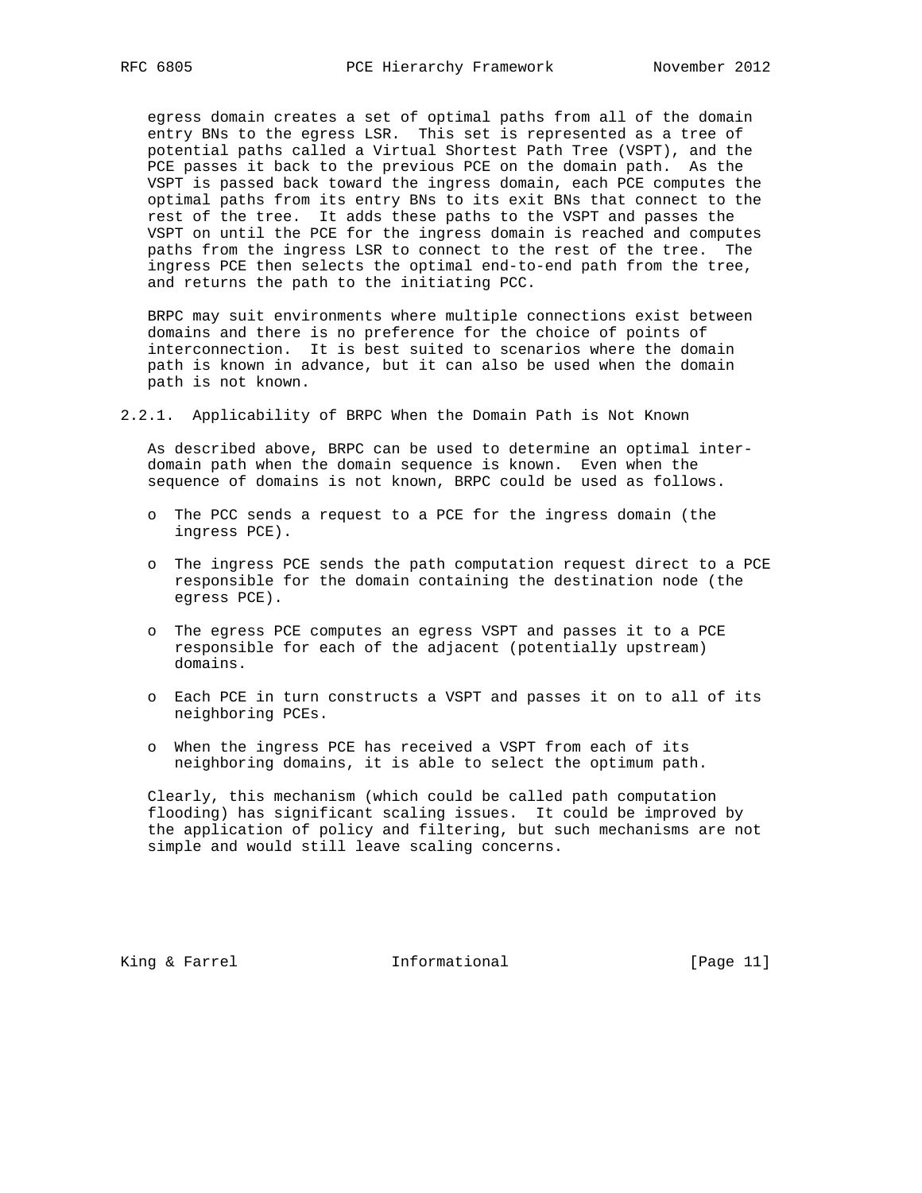egress domain creates a set of optimal paths from all of the domain entry BNs to the egress LSR. This set is represented as a tree of potential paths called a Virtual Shortest Path Tree (VSPT), and the PCE passes it back to the previous PCE on the domain path. As the VSPT is passed back toward the ingress domain, each PCE computes the optimal paths from its entry BNs to its exit BNs that connect to the rest of the tree. It adds these paths to the VSPT and passes the VSPT on until the PCE for the ingress domain is reached and computes paths from the ingress LSR to connect to the rest of the tree. The ingress PCE then selects the optimal end-to-end path from the tree, and returns the path to the initiating PCC.

BRPC may suit environments where multiple connections exist between domains and there is no preference for the choice of points of interconnection. It is best suited to scenarios where the domain path is known in advance, but it can also be used when the domain path is not known.

### 2.2.1. Applicability of BRPC When the Domain Path is Not Known

As described above, BRPC can be used to determine an optimal inter-domain path when the domain sequence is known. Even when the sequence of domains is not known, BRPC could be used as follows.

- The PCC sends a request to a PCE for the ingress domain (the ingress PCE).
- The ingress PCE sends the path computation request direct to a PCE responsible for the domain containing the destination node (the egress PCE).
- The egress PCE computes an egress VSPT and passes it to a PCE responsible for each of the adjacent (potentially upstream) domains.
- Each PCE in turn constructs a VSPT and passes it on to all of its neighboring PCEs.
- When the ingress PCE has received a VSPT from each of its neighboring domains, it is able to select the optimum path.

Clearly, this mechanism (which could be called path computation flooding) has significant scaling issues. It could be improved by the application of policy and filtering, but such mechanisms are not simple and would still leave scaling concerns.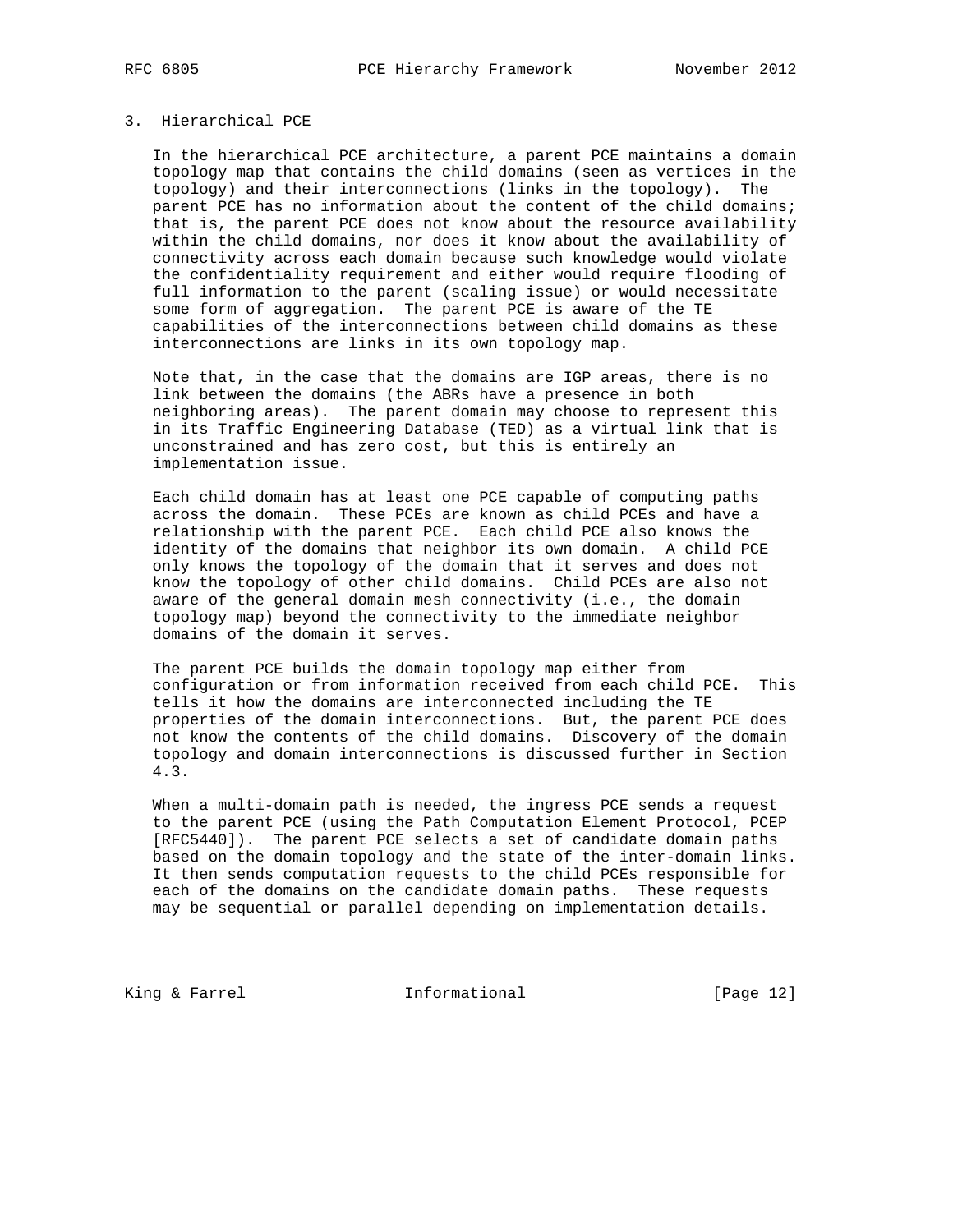## 3. Hierarchical PCE

In the hierarchical PCE architecture, a parent PCE maintains a domain topology map that contains the child domains (seen as vertices in the topology) and their interconnections (links in the topology). The parent PCE has no information about the content of the child domains; that is, the parent PCE does not know about the resource availability within the child domains, nor does it know about the availability of connectivity across each domain because such knowledge would violate the confidentiality requirement and either would require flooding of full information to the parent (scaling issue) or would necessitate some form of aggregation. The parent PCE is aware of the TE capabilities of the interconnections between child domains as these interconnections are links in its own topology map.

Note that, in the case that the domains are IGP areas, there is no link between the domains (the ABRs have a presence in both neighboring areas). The parent domain may choose to represent this in its Traffic Engineering Database (TED) as a virtual link that is unconstrained and has zero cost, but this is entirely an implementation issue.

Each child domain has at least one PCE capable of computing paths across the domain. These PCEs are known as child PCEs and have a relationship with the parent PCE. Each child PCE also knows the identity of the domains that neighbor its own domain. A child PCE only knows the topology of the domain that it serves and does not know the topology of other child domains. Child PCEs are also not aware of the general domain mesh connectivity (i.e., the domain topology map) beyond the connectivity to the immediate neighbor domains of the domain it serves.

The parent PCE builds the domain topology map either from configuration or from information received from each child PCE. This tells it how the domains are interconnected including the TE properties of the domain interconnections. But, the parent PCE does not know the contents of the child domains. Discovery of the domain topology and domain interconnections is discussed further in Section 4.3.

When a multi-domain path is needed, the ingress PCE sends a request to the parent PCE (using the Path Computation Element Protocol, PCEP [RFC5440]). The parent PCE selects a set of candidate domain paths based on the domain topology and the state of the inter-domain links. It then sends computation requests to the child PCEs responsible for each of the domains on the candidate domain paths. These requests may be sequential or parallel depending on implementation details.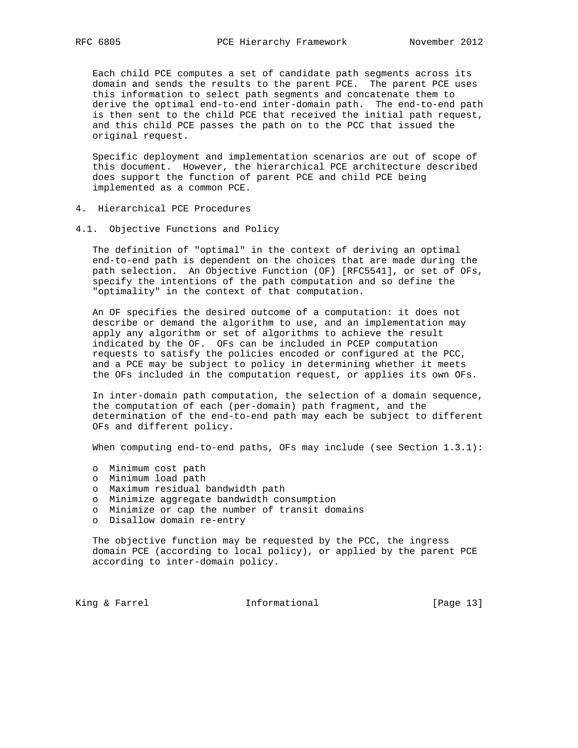Each child PCE computes a set of candidate path segments across its domain and sends the results to the parent PCE. The parent PCE uses this information to select path segments and concatenate them to derive the optimal end-to-end inter-domain path. The end-to-end path is then sent to the child PCE that received the initial path request, and this child PCE passes the path on to the PCC that issued the original request.

Specific deployment and implementation scenarios are out of scope of this document. However, the hierarchical PCE architecture described does support the function of parent PCE and child PCE being implemented as a common PCE.

## 4. Hierarchical PCE Procedures

### 4.1. Objective Functions and Policy

The definition of "optimal" in the context of deriving an optimal end-to-end path is dependent on the choices that are made during the path selection. An Objective Function (OF) [RFC5541], or set of OFs, specify the intentions of the path computation and so define the "optimality" in the context of that computation.

An OF specifies the desired outcome of a computation: it does not describe or demand the algorithm to use, and an implementation may apply any algorithm or set of algorithms to achieve the result indicated by the OF. OFs can be included in PCEP computation requests to satisfy the policies encoded or configured at the PCC, and a PCE may be subject to policy in determining whether it meets the OFs included in the computation request, or applies its own OFs.

In inter-domain path computation, the selection of a domain sequence, the computation of each (per-domain) path fragment, and the determination of the end-to-end path may each be subject to different OFs and different policy.

When computing end-to-end paths, OFs may include (see Section 1.3.1):

- Minimum cost path
- Minimum load path
- Maximum residual bandwidth path
- Minimize aggregate bandwidth consumption
- Minimize or cap the number of transit domains
- Disallow domain re-entry

The objective function may be requested by the PCC, the ingress domain PCE (according to local policy), or applied by the parent PCE according to inter-domain policy.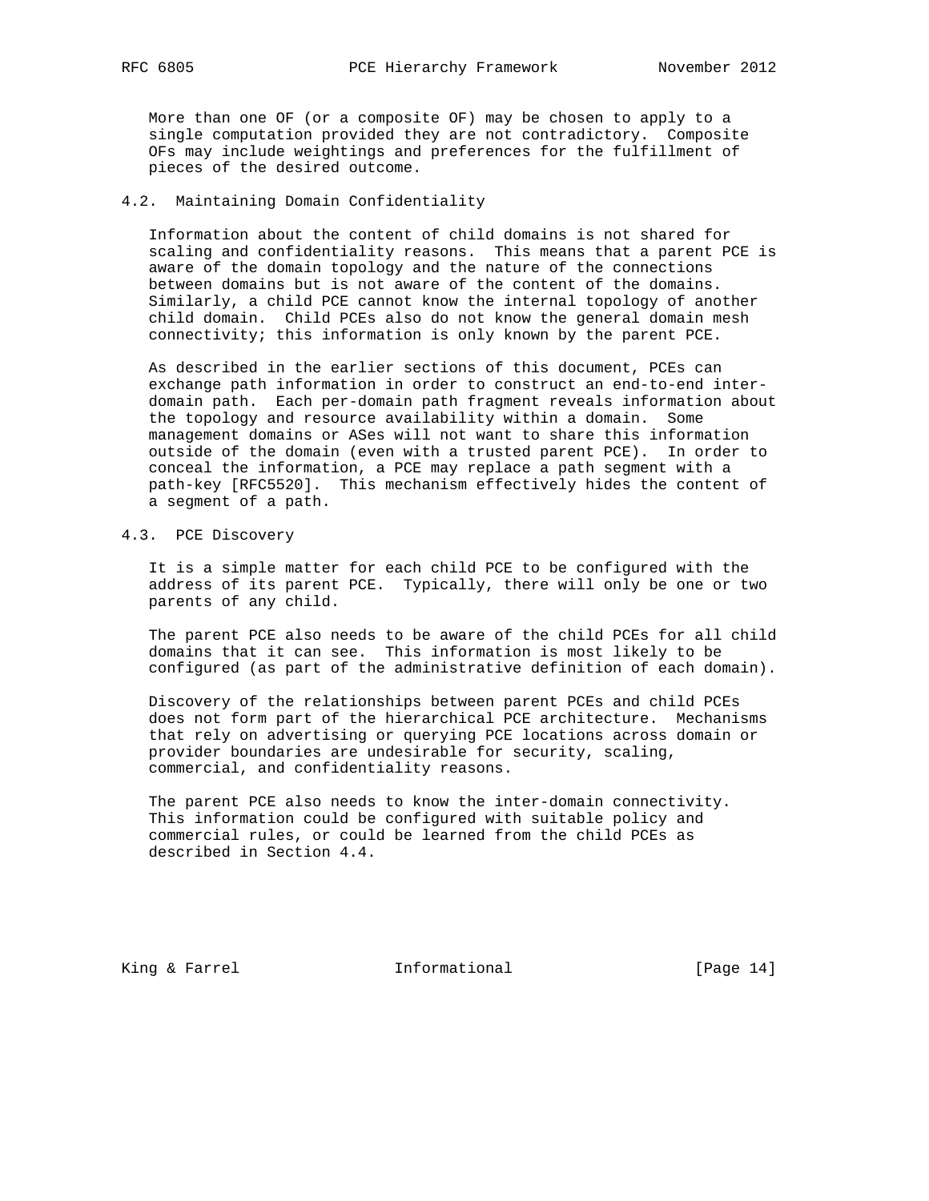More than one OF (or a composite OF) may be chosen to apply to a single computation provided they are not contradictory. Composite OFs may include weightings and preferences for the fulfillment of pieces of the desired outcome.

### 4.2. Maintaining Domain Confidentiality

Information about the content of child domains is not shared for scaling and confidentiality reasons. This means that a parent PCE is aware of the domain topology and the nature of the connections between domains but is not aware of the content of the domains. Similarly, a child PCE cannot know the internal topology of another child domain. Child PCEs also do not know the general domain mesh connectivity; this information is only known by the parent PCE.

As described in the earlier sections of this document, PCEs can exchange path information in order to construct an end-to-end inter-domain path. Each per-domain path fragment reveals information about the topology and resource availability within a domain. Some management domains or ASes will not want to share this information outside of the domain (even with a trusted parent PCE). In order to conceal the information, a PCE may replace a path segment with a path-key [RFC5520]. This mechanism effectively hides the content of a segment of a path.

### 4.3. PCE Discovery

It is a simple matter for each child PCE to be configured with the address of its parent PCE. Typically, there will only be one or two parents of any child.

The parent PCE also needs to be aware of the child PCEs for all child domains that it can see. This information is most likely to be configured (as part of the administrative definition of each domain).

Discovery of the relationships between parent PCEs and child PCEs does not form part of the hierarchical PCE architecture. Mechanisms that rely on advertising or querying PCE locations across domain or provider boundaries are undesirable for security, scaling, commercial, and confidentiality reasons.

The parent PCE also needs to know the inter-domain connectivity. This information could be configured with suitable policy and commercial rules, or could be learned from the child PCEs as described in Section 4.4.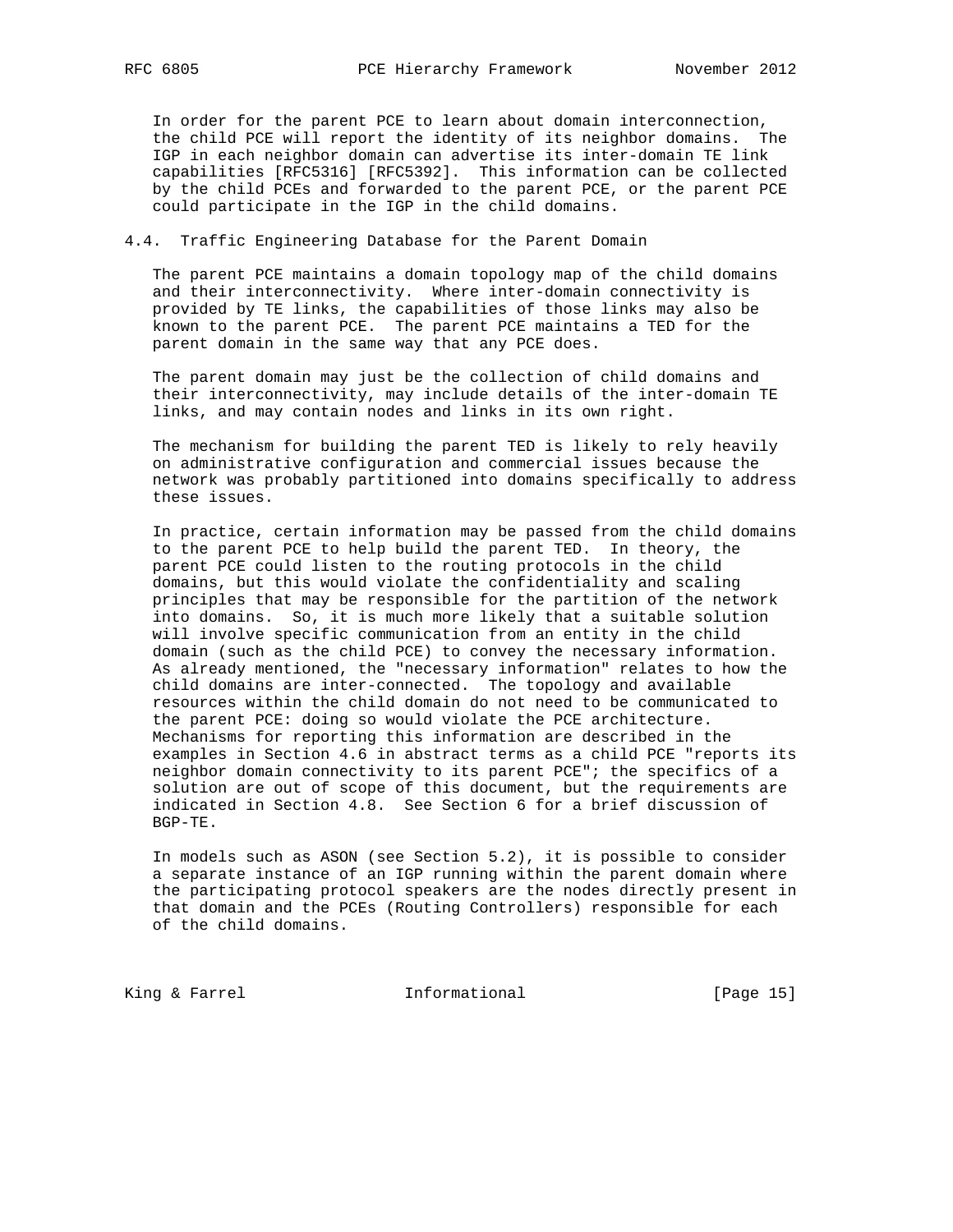In order for the parent PCE to learn about domain interconnection, the child PCE will report the identity of its neighbor domains. The IGP in each neighbor domain can advertise its inter-domain TE link capabilities [RFC5316] [RFC5392]. This information can be collected by the child PCEs and forwarded to the parent PCE, or the parent PCE could participate in the IGP in the child domains.

### 4.4. Traffic Engineering Database for the Parent Domain

The parent PCE maintains a domain topology map of the child domains and their interconnectivity. Where inter-domain connectivity is provided by TE links, the capabilities of those links may also be known to the parent PCE. The parent PCE maintains a TED for the parent domain in the same way that any PCE does.

The parent domain may just be the collection of child domains and their interconnectivity, may include details of the inter-domain TE links, and may contain nodes and links in its own right.

The mechanism for building the parent TED is likely to rely heavily on administrative configuration and commercial issues because the network was probably partitioned into domains specifically to address these issues.

In practice, certain information may be passed from the child domains to the parent PCE to help build the parent TED. In theory, the parent PCE could listen to the routing protocols in the child domains, but this would violate the confidentiality and scaling principles that may be responsible for the partition of the network into domains. So, it is much more likely that a suitable solution will involve specific communication from an entity in the child domain (such as the child PCE) to convey the necessary information. As already mentioned, the "necessary information" relates to how the child domains are inter-connected. The topology and available resources within the child domain do not need to be communicated to the parent PCE: doing so would violate the PCE architecture. Mechanisms for reporting this information are described in the examples in Section 4.6 in abstract terms as a child PCE "reports its neighbor domain connectivity to its parent PCE"; the specifics of a solution are out of scope of this document, but the requirements are indicated in Section 4.8. See Section 6 for a brief discussion of BGP-TE.

In models such as ASON (see Section 5.2), it is possible to consider a separate instance of an IGP running within the parent domain where the participating protocol speakers are the nodes directly present in that domain and the PCEs (Routing Controllers) responsible for each of the child domains.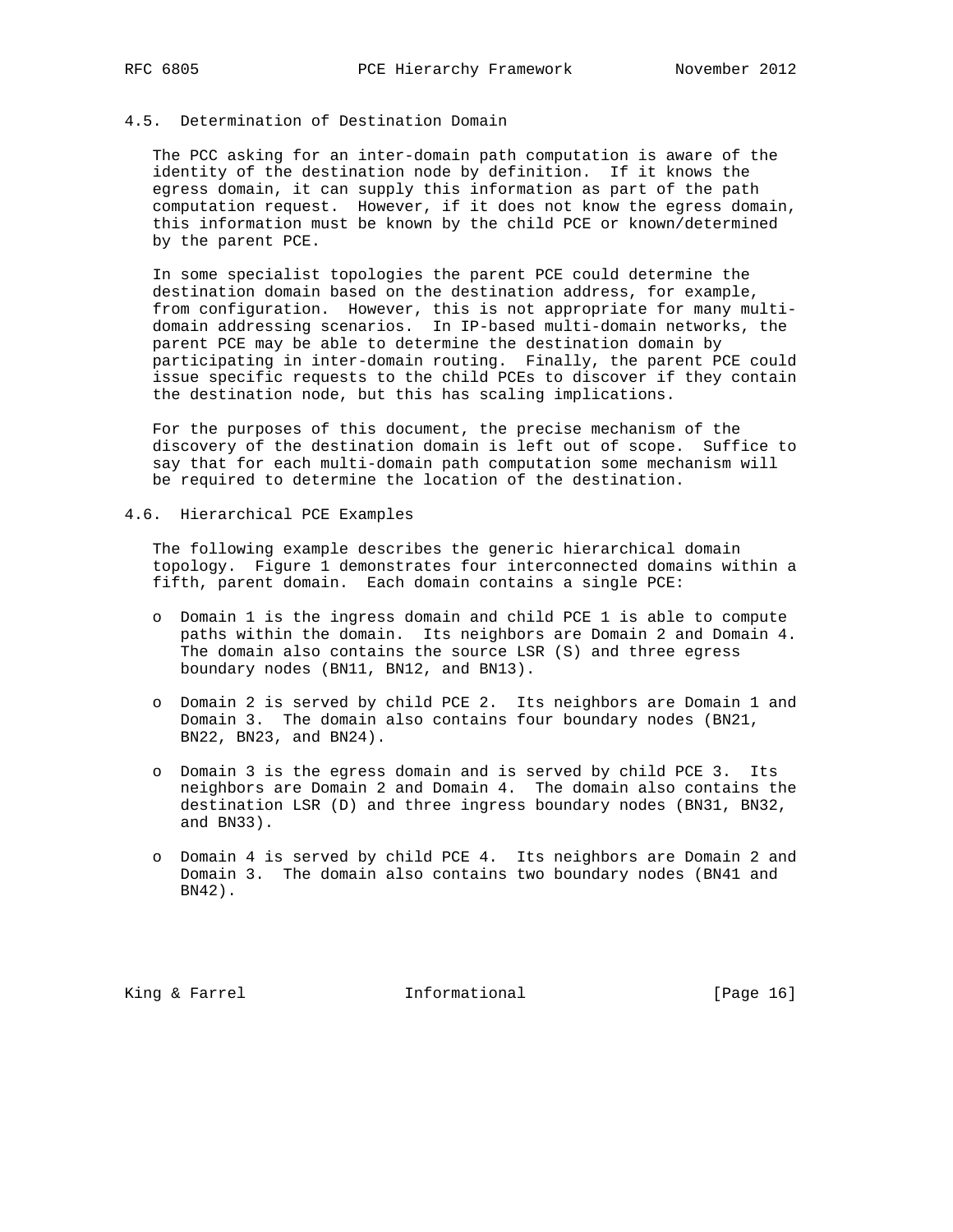### 4.5. Determination of Destination Domain

The PCC asking for an inter-domain path computation is aware of the identity of the destination node by definition. If it knows the egress domain, it can supply this information as part of the path computation request. However, if it does not know the egress domain, this information must be known by the child PCE or known/determined by the parent PCE.

In some specialist topologies the parent PCE could determine the destination domain based on the destination address, for example, from configuration. However, this is not appropriate for many multi-domain addressing scenarios. In IP-based multi-domain networks, the parent PCE may be able to determine the destination domain by participating in inter-domain routing. Finally, the parent PCE could issue specific requests to the child PCEs to discover if they contain the destination node, but this has scaling implications.

For the purposes of this document, the precise mechanism of the discovery of the destination domain is left out of scope. Suffice to say that for each multi-domain path computation some mechanism will be required to determine the location of the destination.

### 4.6. Hierarchical PCE Examples

The following example describes the generic hierarchical domain topology. Figure 1 demonstrates four interconnected domains within a fifth, parent domain. Each domain contains a single PCE:

- Domain 1 is the ingress domain and child PCE 1 is able to compute paths within the domain. Its neighbors are Domain 2 and Domain 4. The domain also contains the source LSR (S) and three egress boundary nodes (BN11, BN12, and BN13).

- Domain 2 is served by child PCE 2. Its neighbors are Domain 1 and Domain 3. The domain also contains four boundary nodes (BN21, BN22, BN23, and BN24).

- Domain 3 is the egress domain and is served by child PCE 3. Its neighbors are Domain 2 and Domain 4. The domain also contains the destination LSR (D) and three ingress boundary nodes (BN31, BN32, and BN33).

- Domain 4 is served by child PCE 4. Its neighbors are Domain 2 and Domain 3. The domain also contains two boundary nodes (BN41 and BN42).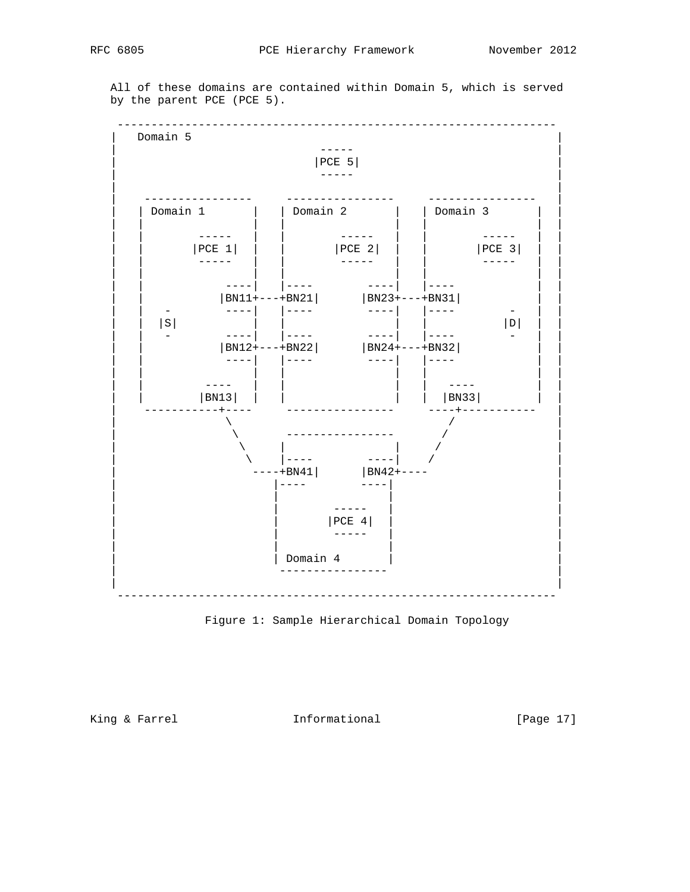All of these domains are contained within Domain 5, which is served by the parent PCE (PCE 5).

```
 -----------------------------------------------------------------
|   Domain 5                                                      |
|                              -----                              |
|                             |PCE 5|                             |
|                              -----                              |
|                                                                 |
|    ----------------     ----------------     ----------------   |
|   | Domain 1       |   | Domain 2       |   | Domain 3       |  |
|   |                |   |                |   |                |  |
|   |        -----   |   |        -----   |   |        -----   |  |
|   |       |PCE 1|  |   |       |PCE 2|  |   |       |PCE 3|  |  |
|   |        -----   |   |        -----   |   |        -----   |  |
|   |                |   |                |   |                |  |
|   |            ----|   |----        ----|   |----            |  |
|   |           |BN11+---+BN21|      |BN23+---+BN31|           |  |
|   |   -        ----|   |----        ----|   |----        -   |  |
|   |  |S|           |   |                |   |           |D|  |  |
|   |   -        ----|   |----        ----|   |----        -   |  |
|   |           |BN12+---+BN22|      |BN24+---+BN32|           |  |
|   |            ----|   |----        ----|   |----            |  |
|   |                |   |                |   |                |  |
|   |         ----   |   |                |   |   ----         |  |
|   |        |BN13|  |   |                |   |  |BN33|        |  |
|    -----------+----     ----------------     ----+-----------   |
|                \                                 /              |
|                 \       ----------------        /               |
|                  \     |                |      /                |
|                   \    |----        ----|     /                 |
|                    ----+BN41|      |BN42+----                   |
|                       |----        ----|                        |
|                       |                |                        |
|                       |        -----   |                        |
|                       |       |PCE 4|  |                        |
|                       |        -----   |                        |
|                       |                |                        |
|                       | Domain 4       |                        |
|                        ----------------                         |
|                                                                 |
 -----------------------------------------------------------------
```

Figure 1: Sample Hierarchical Domain Topology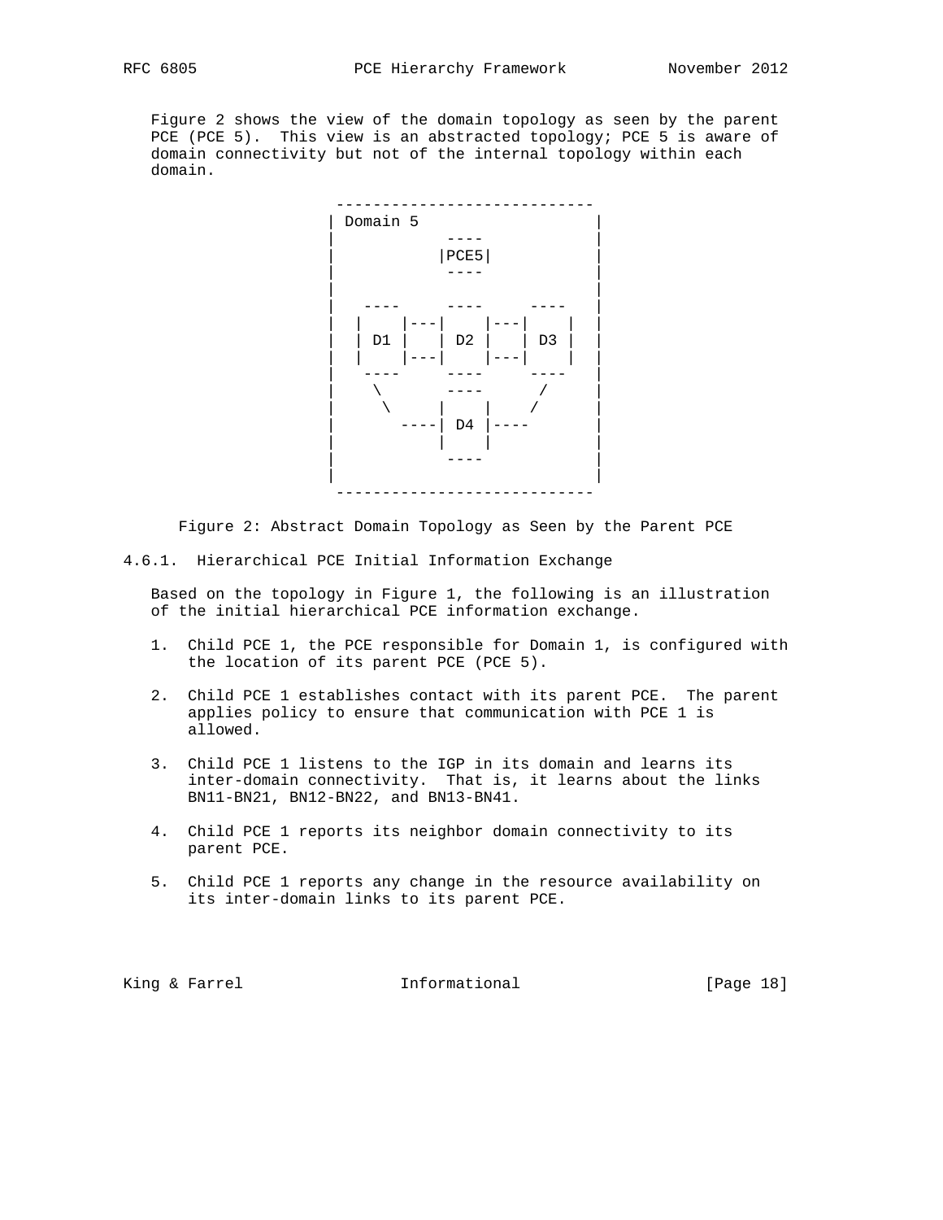Figure 2 shows the view of the domain topology as seen by the parent PCE (PCE 5). This view is an abstracted topology; PCE 5 is aware of domain connectivity but not of the internal topology within each domain.

```
 ----------------------------
| Domain 5                   |
|           ----             |
|          |PCE5|            |
|           ----             |
|                            |
|   ----     ----     ----   |
|  |    |---|    |---|    |  |
|  | D1 |   | D2 |   | D3 |  |
|  |    |---|    |---|    |  |
|   ----     ----     ----   |
|    \       ----      /     |
|     \     |    |    /      |
|       ----| D4 |----       |
|           |    |           |
|            ----            |
|                            |
 ----------------------------
```

Figure 2: Abstract Domain Topology as Seen by the Parent PCE

### 4.6.1. Hierarchical PCE Initial Information Exchange

Based on the topology in Figure 1, the following is an illustration of the initial hierarchical PCE information exchange.

1. Child PCE 1, the PCE responsible for Domain 1, is configured with the location of its parent PCE (PCE 5).

2. Child PCE 1 establishes contact with its parent PCE. The parent applies policy to ensure that communication with PCE 1 is allowed.

3. Child PCE 1 listens to the IGP in its domain and learns its inter-domain connectivity. That is, it learns about the links BN11-BN21, BN12-BN22, and BN13-BN41.

4. Child PCE 1 reports its neighbor domain connectivity to its parent PCE.

5. Child PCE 1 reports any change in the resource availability on its inter-domain links to its parent PCE.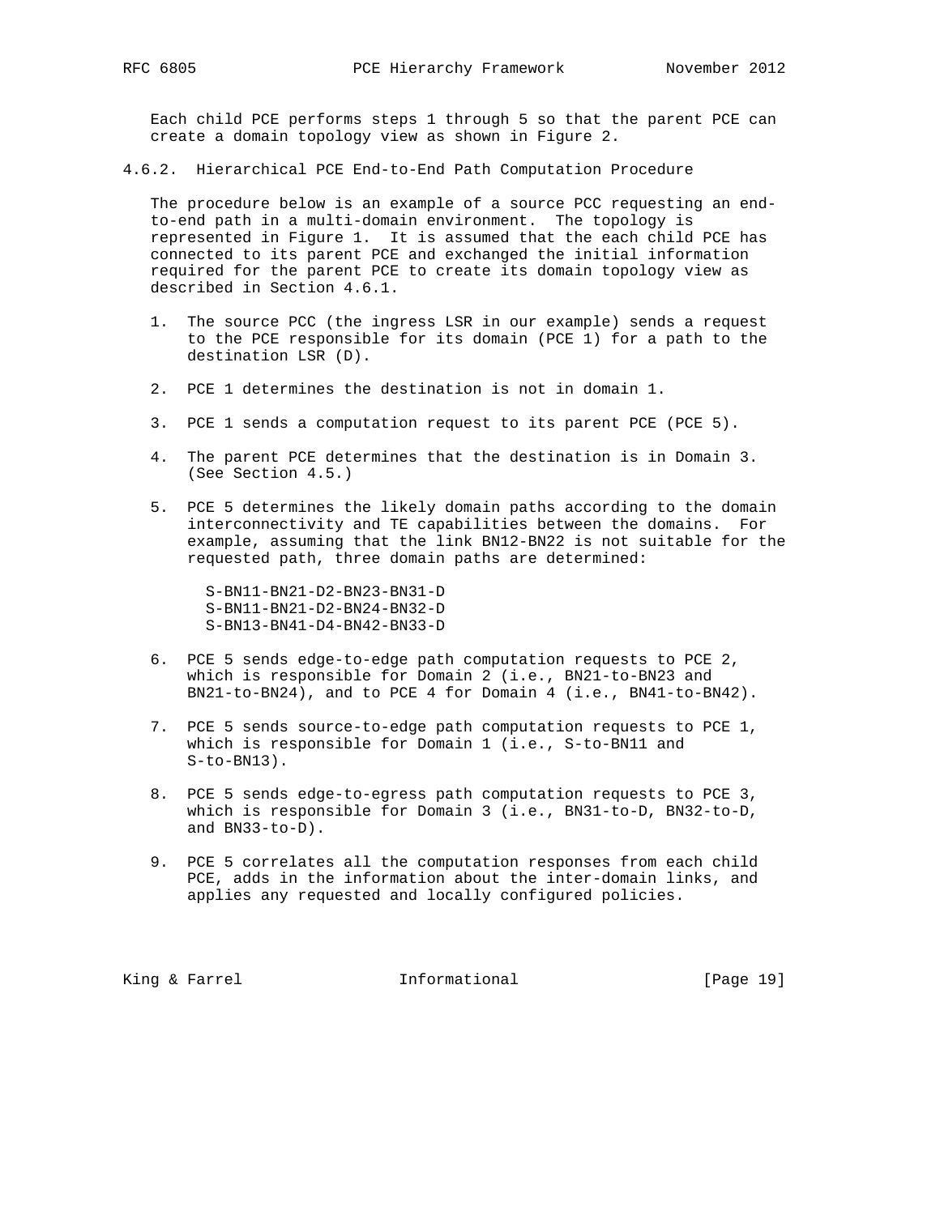Each child PCE performs steps 1 through 5 so that the parent PCE can create a domain topology view as shown in Figure 2.

### 4.6.2. Hierarchical PCE End-to-End Path Computation Procedure

The procedure below is an example of a source PCC requesting an end-to-end path in a multi-domain environment. The topology is represented in Figure 1. It is assumed that the each child PCE has connected to its parent PCE and exchanged the initial information required for the parent PCE to create its domain topology view as described in Section 4.6.1.

1. The source PCC (the ingress LSR in our example) sends a request to the PCE responsible for its domain (PCE 1) for a path to the destination LSR (D).

2. PCE 1 determines the destination is not in domain 1.

3. PCE 1 sends a computation request to its parent PCE (PCE 5).

4. The parent PCE determines that the destination is in Domain 3. (See Section 4.5.)

5. PCE 5 determines the likely domain paths according to the domain interconnectivity and TE capabilities between the domains. For example, assuming that the link BN12-BN22 is not suitable for the requested path, three domain paths are determined:

   ```
   S-BN11-BN21-D2-BN23-BN31-D
   S-BN11-BN21-D2-BN24-BN32-D
   S-BN13-BN41-D4-BN42-BN33-D
   ```

6. PCE 5 sends edge-to-edge path computation requests to PCE 2, which is responsible for Domain 2 (i.e., BN21-to-BN23 and BN21-to-BN24), and to PCE 4 for Domain 4 (i.e., BN41-to-BN42).

7. PCE 5 sends source-to-edge path computation requests to PCE 1, which is responsible for Domain 1 (i.e., S-to-BN11 and S-to-BN13).

8. PCE 5 sends edge-to-egress path computation requests to PCE 3, which is responsible for Domain 3 (i.e., BN31-to-D, BN32-to-D, and BN33-to-D).

9. PCE 5 correlates all the computation responses from each child PCE, adds in the information about the inter-domain links, and applies any requested and locally configured policies.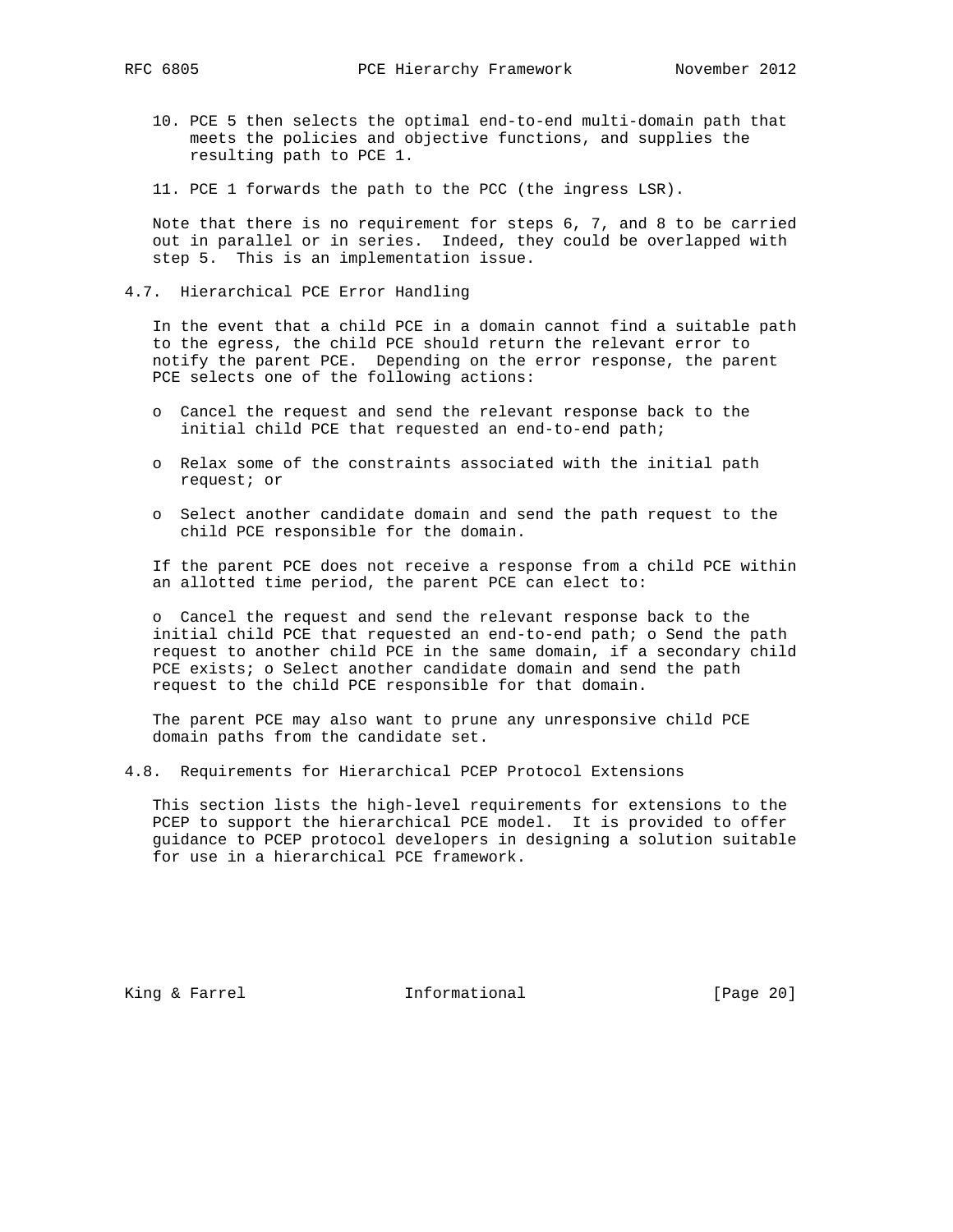10. PCE 5 then selects the optimal end-to-end multi-domain path that meets the policies and objective functions, and supplies the resulting path to PCE 1.

11. PCE 1 forwards the path to the PCC (the ingress LSR).

Note that there is no requirement for steps 6, 7, and 8 to be carried out in parallel or in series. Indeed, they could be overlapped with step 5. This is an implementation issue.

### 4.7. Hierarchical PCE Error Handling

In the event that a child PCE in a domain cannot find a suitable path to the egress, the child PCE should return the relevant error to notify the parent PCE. Depending on the error response, the parent PCE selects one of the following actions:

- Cancel the request and send the relevant response back to the initial child PCE that requested an end-to-end path;
- Relax some of the constraints associated with the initial path request; or
- Select another candidate domain and send the path request to the child PCE responsible for the domain.

If the parent PCE does not receive a response from a child PCE within an allotted time period, the parent PCE can elect to:

o Cancel the request and send the relevant response back to the initial child PCE that requested an end-to-end path; o Send the path request to another child PCE in the same domain, if a secondary child PCE exists; o Select another candidate domain and send the path request to the child PCE responsible for that domain.

The parent PCE may also want to prune any unresponsive child PCE domain paths from the candidate set.

### 4.8. Requirements for Hierarchical PCEP Protocol Extensions

This section lists the high-level requirements for extensions to the PCEP to support the hierarchical PCE model. It is provided to offer guidance to PCEP protocol developers in designing a solution suitable for use in a hierarchical PCE framework.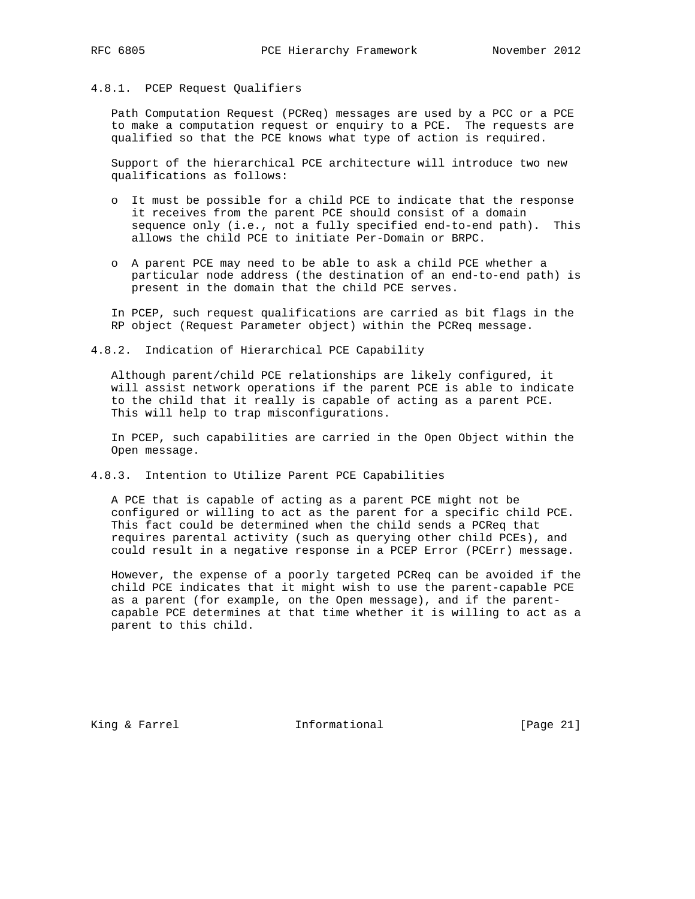### 4.8.1. PCEP Request Qualifiers

Path Computation Request (PCReq) messages are used by a PCC or a PCE to make a computation request or enquiry to a PCE. The requests are qualified so that the PCE knows what type of action is required.

Support of the hierarchical PCE architecture will introduce two new qualifications as follows:

- It must be possible for a child PCE to indicate that the response it receives from the parent PCE should consist of a domain sequence only (i.e., not a fully specified end-to-end path). This allows the child PCE to initiate Per-Domain or BRPC.

- A parent PCE may need to be able to ask a child PCE whether a particular node address (the destination of an end-to-end path) is present in the domain that the child PCE serves.

In PCEP, such request qualifications are carried as bit flags in the RP object (Request Parameter object) within the PCReq message.

### 4.8.2. Indication of Hierarchical PCE Capability

Although parent/child PCE relationships are likely configured, it will assist network operations if the parent PCE is able to indicate to the child that it really is capable of acting as a parent PCE. This will help to trap misconfigurations.

In PCEP, such capabilities are carried in the Open Object within the Open message.

### 4.8.3. Intention to Utilize Parent PCE Capabilities

A PCE that is capable of acting as a parent PCE might not be configured or willing to act as the parent for a specific child PCE. This fact could be determined when the child sends a PCReq that requires parental activity (such as querying other child PCEs), and could result in a negative response in a PCEP Error (PCErr) message.

However, the expense of a poorly targeted PCReq can be avoided if the child PCE indicates that it might wish to use the parent-capable PCE as a parent (for example, on the Open message), and if the parent-capable PCE determines at that time whether it is willing to act as a parent to this child.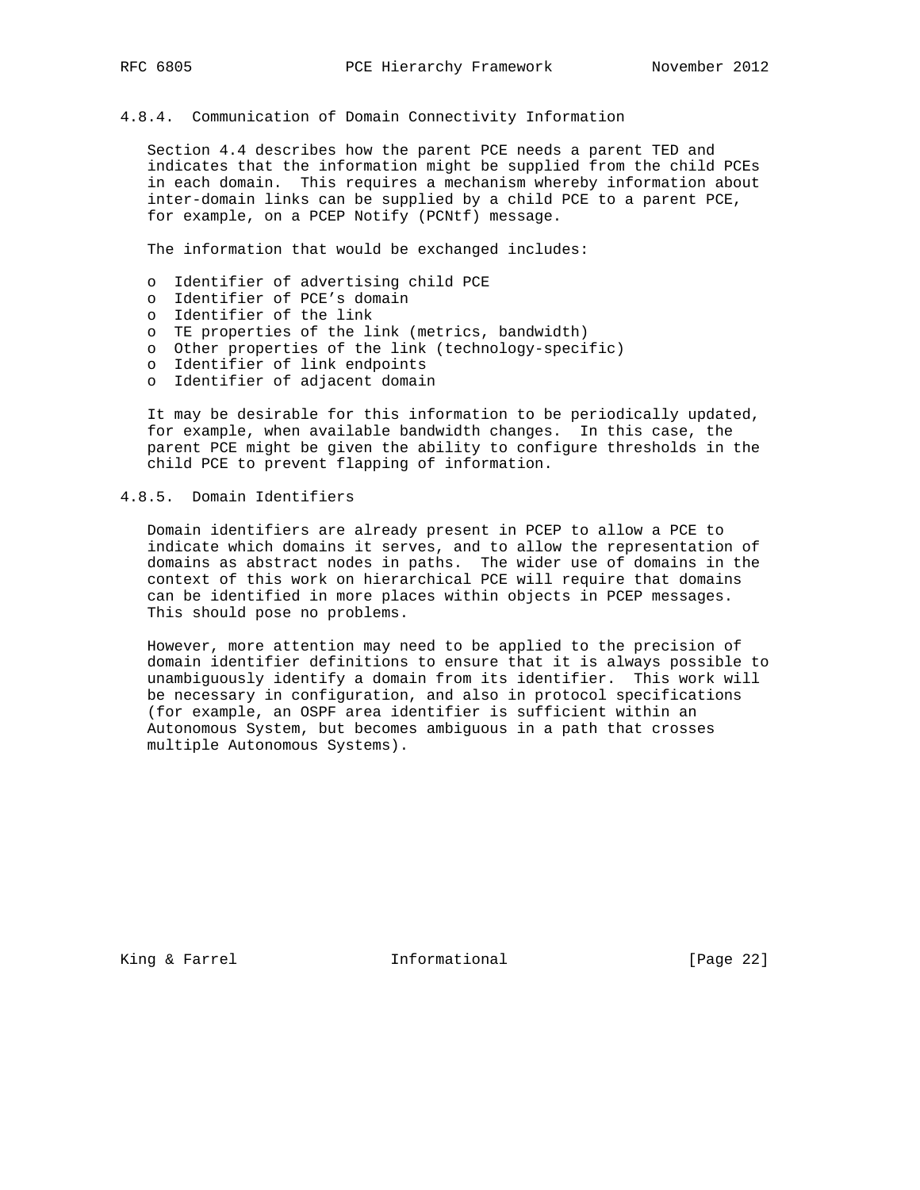#### 4.8.4. Communication of Domain Connectivity Information

Section 4.4 describes how the parent PCE needs a parent TED and indicates that the information might be supplied from the child PCEs in each domain. This requires a mechanism whereby information about inter-domain links can be supplied by a child PCE to a parent PCE, for example, on a PCEP Notify (PCNtf) message.

The information that would be exchanged includes:

- Identifier of advertising child PCE
- Identifier of PCE's domain
- Identifier of the link
- TE properties of the link (metrics, bandwidth)
- Other properties of the link (technology-specific)
- Identifier of link endpoints
- Identifier of adjacent domain

It may be desirable for this information to be periodically updated, for example, when available bandwidth changes. In this case, the parent PCE might be given the ability to configure thresholds in the child PCE to prevent flapping of information.

#### 4.8.5. Domain Identifiers

Domain identifiers are already present in PCEP to allow a PCE to indicate which domains it serves, and to allow the representation of domains as abstract nodes in paths. The wider use of domains in the context of this work on hierarchical PCE will require that domains can be identified in more places within objects in PCEP messages. This should pose no problems.

However, more attention may need to be applied to the precision of domain identifier definitions to ensure that it is always possible to unambiguously identify a domain from its identifier. This work will be necessary in configuration, and also in protocol specifications (for example, an OSPF area identifier is sufficient within an Autonomous System, but becomes ambiguous in a path that crosses multiple Autonomous Systems).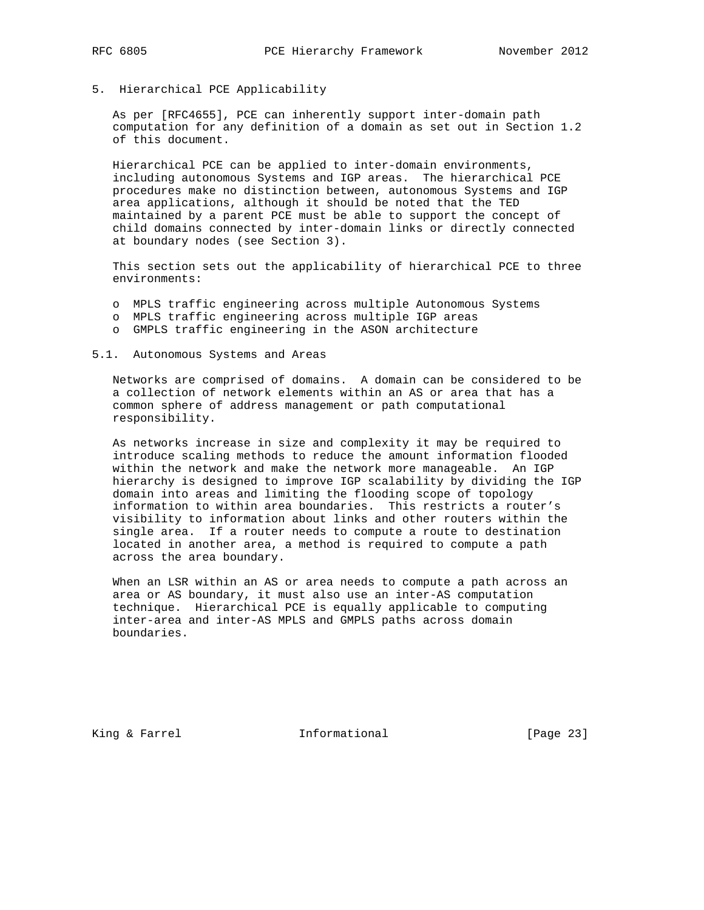## 5. Hierarchical PCE Applicability

As per [RFC4655], PCE can inherently support inter-domain path computation for any definition of a domain as set out in Section 1.2 of this document.

Hierarchical PCE can be applied to inter-domain environments, including autonomous Systems and IGP areas. The hierarchical PCE procedures make no distinction between, autonomous Systems and IGP area applications, although it should be noted that the TED maintained by a parent PCE must be able to support the concept of child domains connected by inter-domain links or directly connected at boundary nodes (see Section 3).

This section sets out the applicability of hierarchical PCE to three environments:

- MPLS traffic engineering across multiple Autonomous Systems
- MPLS traffic engineering across multiple IGP areas
- GMPLS traffic engineering in the ASON architecture

### 5.1. Autonomous Systems and Areas

Networks are comprised of domains. A domain can be considered to be a collection of network elements within an AS or area that has a common sphere of address management or path computational responsibility.

As networks increase in size and complexity it may be required to introduce scaling methods to reduce the amount information flooded within the network and make the network more manageable. An IGP hierarchy is designed to improve IGP scalability by dividing the IGP domain into areas and limiting the flooding scope of topology information to within area boundaries. This restricts a router's visibility to information about links and other routers within the single area. If a router needs to compute a route to destination located in another area, a method is required to compute a path across the area boundary.

When an LSR within an AS or area needs to compute a path across an area or AS boundary, it must also use an inter-AS computation technique. Hierarchical PCE is equally applicable to computing inter-area and inter-AS MPLS and GMPLS paths across domain boundaries.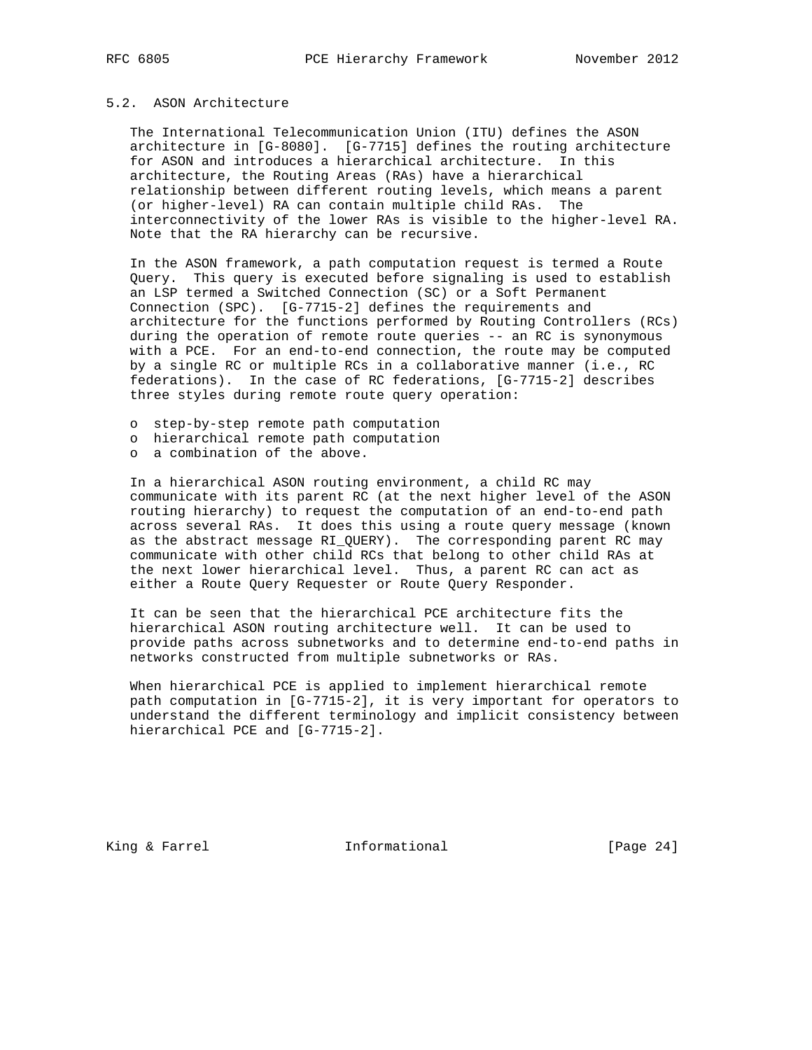### 5.2. ASON Architecture

The International Telecommunication Union (ITU) defines the ASON architecture in [G-8080]. [G-7715] defines the routing architecture for ASON and introduces a hierarchical architecture. In this architecture, the Routing Areas (RAs) have a hierarchical relationship between different routing levels, which means a parent (or higher-level) RA can contain multiple child RAs. The interconnectivity of the lower RAs is visible to the higher-level RA. Note that the RA hierarchy can be recursive.

In the ASON framework, a path computation request is termed a Route Query. This query is executed before signaling is used to establish an LSP termed a Switched Connection (SC) or a Soft Permanent Connection (SPC). [G-7715-2] defines the requirements and architecture for the functions performed by Routing Controllers (RCs) during the operation of remote route queries -- an RC is synonymous with a PCE. For an end-to-end connection, the route may be computed by a single RC or multiple RCs in a collaborative manner (i.e., RC federations). In the case of RC federations, [G-7715-2] describes three styles during remote route query operation:

- step-by-step remote path computation
- hierarchical remote path computation
- a combination of the above.

In a hierarchical ASON routing environment, a child RC may communicate with its parent RC (at the next higher level of the ASON routing hierarchy) to request the computation of an end-to-end path across several RAs. It does this using a route query message (known as the abstract message RI_QUERY). The corresponding parent RC may communicate with other child RCs that belong to other child RAs at the next lower hierarchical level. Thus, a parent RC can act as either a Route Query Requester or Route Query Responder.

It can be seen that the hierarchical PCE architecture fits the hierarchical ASON routing architecture well. It can be used to provide paths across subnetworks and to determine end-to-end paths in networks constructed from multiple subnetworks or RAs.

When hierarchical PCE is applied to implement hierarchical remote path computation in [G-7715-2], it is very important for operators to understand the different terminology and implicit consistency between hierarchical PCE and [G-7715-2].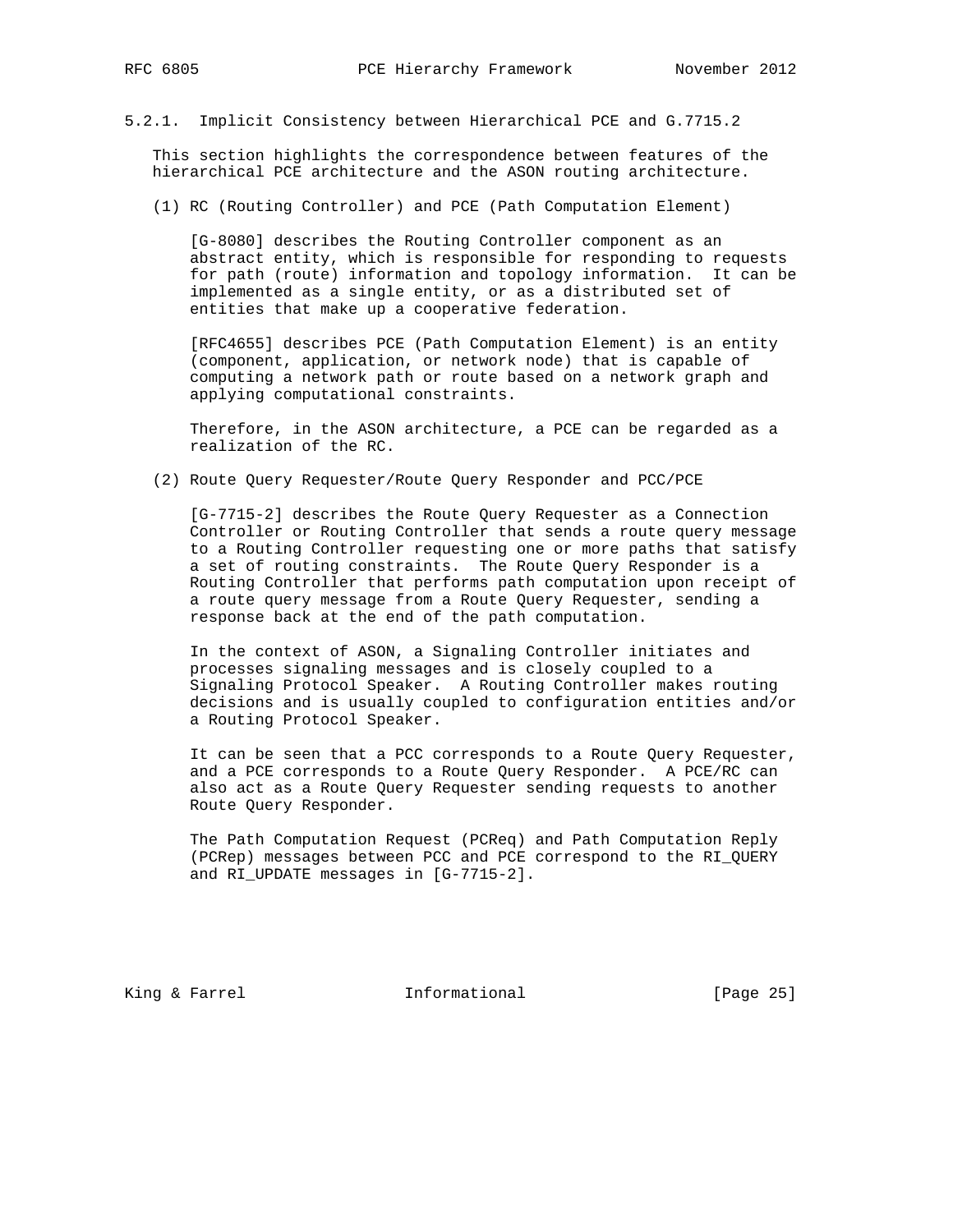#### 5.2.1. Implicit Consistency between Hierarchical PCE and G.7715.2

This section highlights the correspondence between features of the hierarchical PCE architecture and the ASON routing architecture.

(1) RC (Routing Controller) and PCE (Path Computation Element)

[G-8080] describes the Routing Controller component as an abstract entity, which is responsible for responding to requests for path (route) information and topology information. It can be implemented as a single entity, or as a distributed set of entities that make up a cooperative federation.

[RFC4655] describes PCE (Path Computation Element) is an entity (component, application, or network node) that is capable of computing a network path or route based on a network graph and applying computational constraints.

Therefore, in the ASON architecture, a PCE can be regarded as a realization of the RC.

(2) Route Query Requester/Route Query Responder and PCC/PCE

[G-7715-2] describes the Route Query Requester as a Connection Controller or Routing Controller that sends a route query message to a Routing Controller requesting one or more paths that satisfy a set of routing constraints. The Route Query Responder is a Routing Controller that performs path computation upon receipt of a route query message from a Route Query Requester, sending a response back at the end of the path computation.

In the context of ASON, a Signaling Controller initiates and processes signaling messages and is closely coupled to a Signaling Protocol Speaker. A Routing Controller makes routing decisions and is usually coupled to configuration entities and/or a Routing Protocol Speaker.

It can be seen that a PCC corresponds to a Route Query Requester, and a PCE corresponds to a Route Query Responder. A PCE/RC can also act as a Route Query Requester sending requests to another Route Query Responder.

The Path Computation Request (PCReq) and Path Computation Reply (PCRep) messages between PCC and PCE correspond to the RI_QUERY and RI_UPDATE messages in [G-7715-2].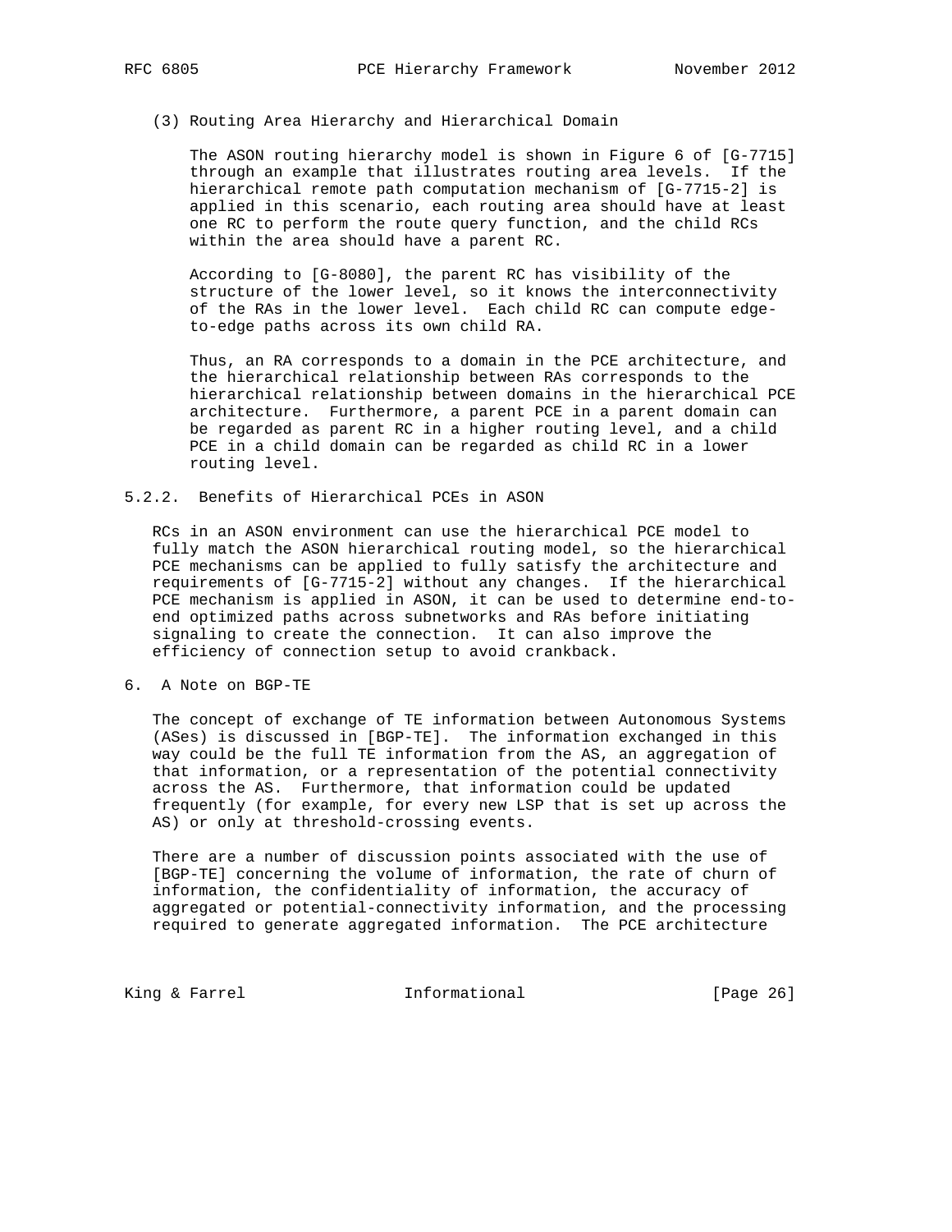(3) Routing Area Hierarchy and Hierarchical Domain

The ASON routing hierarchy model is shown in Figure 6 of [G-7715] through an example that illustrates routing area levels. If the hierarchical remote path computation mechanism of [G-7715-2] is applied in this scenario, each routing area should have at least one RC to perform the route query function, and the child RCs within the area should have a parent RC.

According to [G-8080], the parent RC has visibility of the structure of the lower level, so it knows the interconnectivity of the RAs in the lower level. Each child RC can compute edge-to-edge paths across its own child RA.

Thus, an RA corresponds to a domain in the PCE architecture, and the hierarchical relationship between RAs corresponds to the hierarchical relationship between domains in the hierarchical PCE architecture. Furthermore, a parent PCE in a parent domain can be regarded as parent RC in a higher routing level, and a child PCE in a child domain can be regarded as child RC in a lower routing level.

### 5.2.2. Benefits of Hierarchical PCEs in ASON

RCs in an ASON environment can use the hierarchical PCE model to fully match the ASON hierarchical routing model, so the hierarchical PCE mechanisms can be applied to fully satisfy the architecture and requirements of [G-7715-2] without any changes. If the hierarchical PCE mechanism is applied in ASON, it can be used to determine end-to-end optimized paths across subnetworks and RAs before initiating signaling to create the connection. It can also improve the efficiency of connection setup to avoid crankback.

## 6. A Note on BGP-TE

The concept of exchange of TE information between Autonomous Systems (ASes) is discussed in [BGP-TE]. The information exchanged in this way could be the full TE information from the AS, an aggregation of that information, or a representation of the potential connectivity across the AS. Furthermore, that information could be updated frequently (for example, for every new LSP that is set up across the AS) or only at threshold-crossing events.

There are a number of discussion points associated with the use of [BGP-TE] concerning the volume of information, the rate of churn of information, the confidentiality of information, the accuracy of aggregated or potential-connectivity information, and the processing required to generate aggregated information. The PCE architecture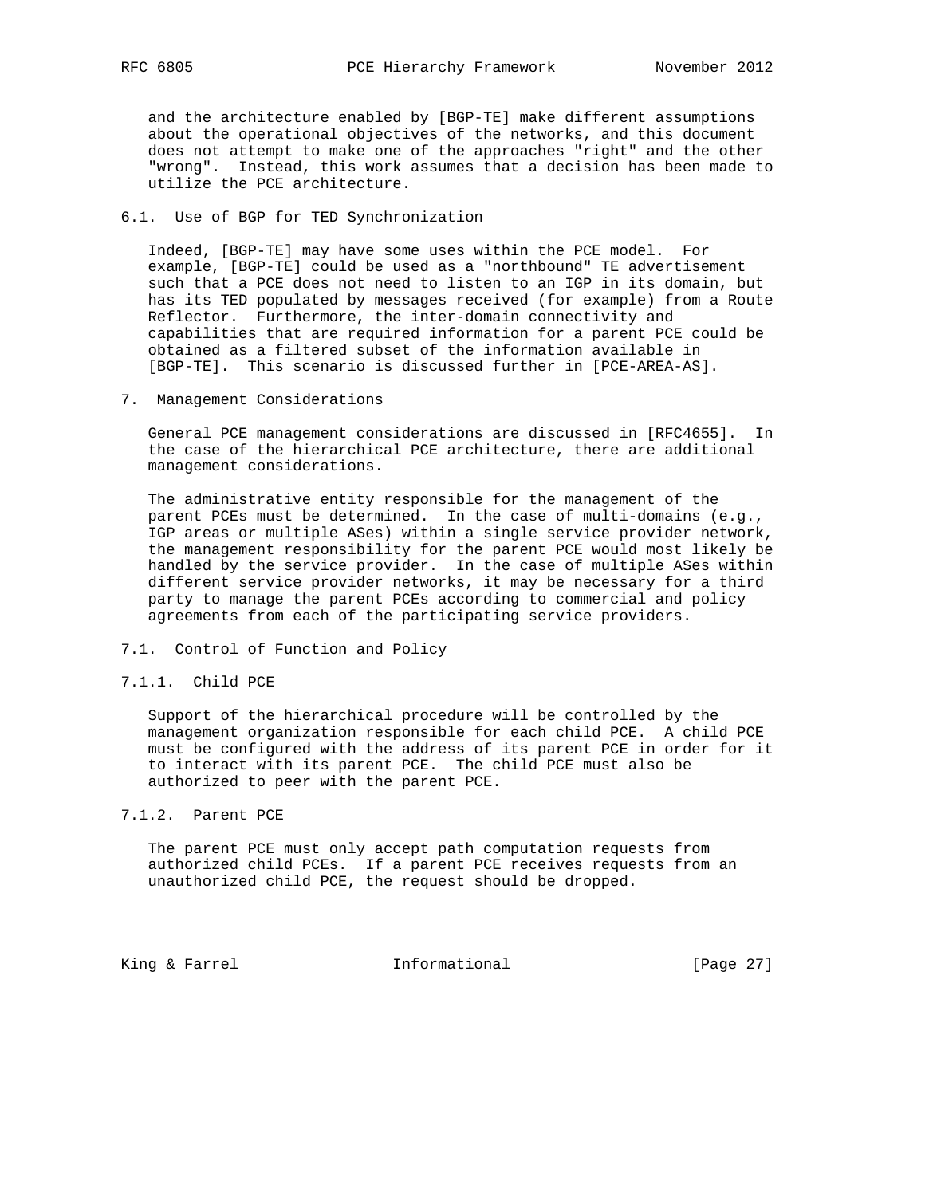and the architecture enabled by [BGP-TE] make different assumptions about the operational objectives of the networks, and this document does not attempt to make one of the approaches "right" and the other "wrong". Instead, this work assumes that a decision has been made to utilize the PCE architecture.

### 6.1. Use of BGP for TED Synchronization

Indeed, [BGP-TE] may have some uses within the PCE model. For example, [BGP-TE] could be used as a "northbound" TE advertisement such that a PCE does not need to listen to an IGP in its domain, but has its TED populated by messages received (for example) from a Route Reflector. Furthermore, the inter-domain connectivity and capabilities that are required information for a parent PCE could be obtained as a filtered subset of the information available in [BGP-TE]. This scenario is discussed further in [PCE-AREA-AS].

## 7. Management Considerations

General PCE management considerations are discussed in [RFC4655]. In the case of the hierarchical PCE architecture, there are additional management considerations.

The administrative entity responsible for the management of the parent PCEs must be determined. In the case of multi-domains (e.g., IGP areas or multiple ASes) within a single service provider network, the management responsibility for the parent PCE would most likely be handled by the service provider. In the case of multiple ASes within different service provider networks, it may be necessary for a third party to manage the parent PCEs according to commercial and policy agreements from each of the participating service providers.

### 7.1. Control of Function and Policy

#### 7.1.1. Child PCE

Support of the hierarchical procedure will be controlled by the management organization responsible for each child PCE. A child PCE must be configured with the address of its parent PCE in order for it to interact with its parent PCE. The child PCE must also be authorized to peer with the parent PCE.

#### 7.1.2. Parent PCE

The parent PCE must only accept path computation requests from authorized child PCEs. If a parent PCE receives requests from an unauthorized child PCE, the request should be dropped.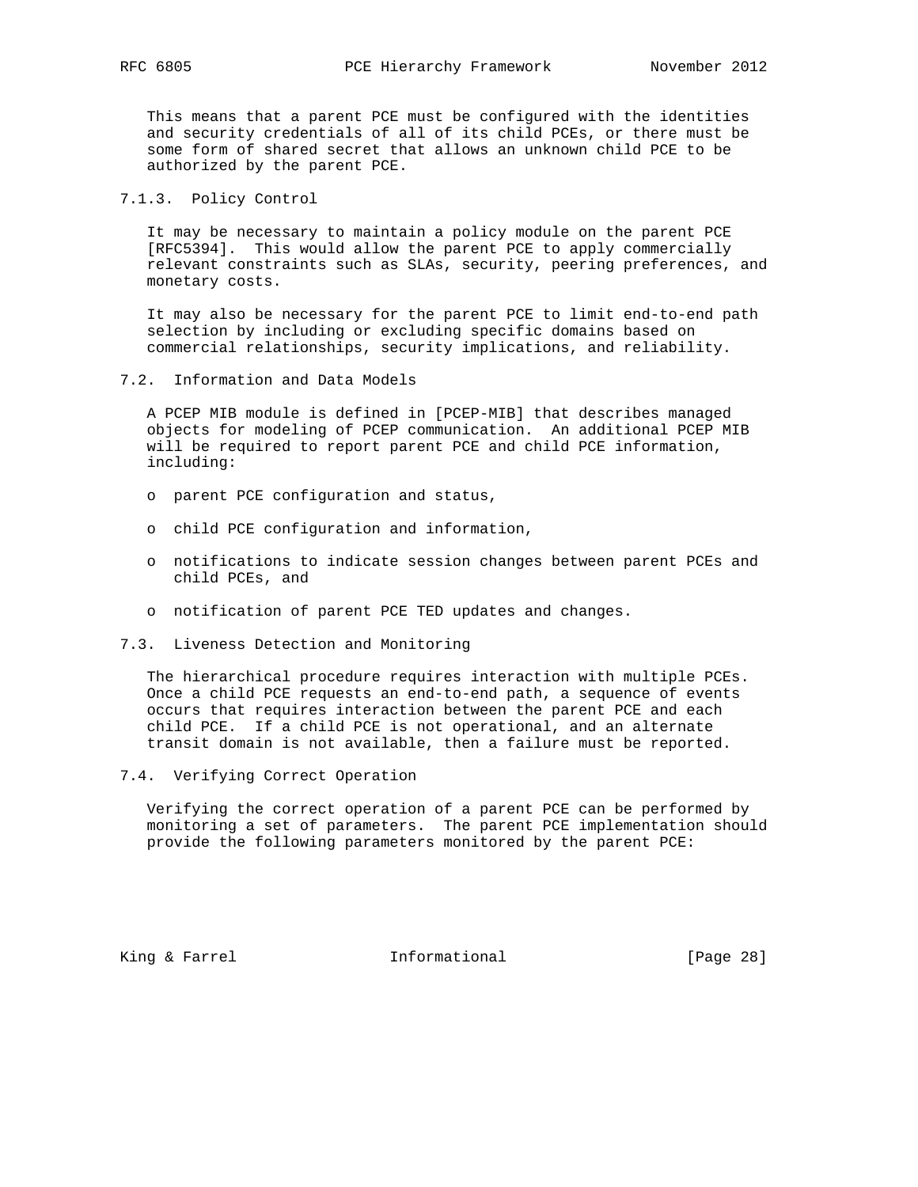This means that a parent PCE must be configured with the identities and security credentials of all of its child PCEs, or there must be some form of shared secret that allows an unknown child PCE to be authorized by the parent PCE.

#### 7.1.3. Policy Control

It may be necessary to maintain a policy module on the parent PCE [RFC5394]. This would allow the parent PCE to apply commercially relevant constraints such as SLAs, security, peering preferences, and monetary costs.

It may also be necessary for the parent PCE to limit end-to-end path selection by including or excluding specific domains based on commercial relationships, security implications, and reliability.

### 7.2. Information and Data Models

A PCEP MIB module is defined in [PCEP-MIB] that describes managed objects for modeling of PCEP communication. An additional PCEP MIB will be required to report parent PCE and child PCE information, including:

- parent PCE configuration and status,
- child PCE configuration and information,
- notifications to indicate session changes between parent PCEs and child PCEs, and
- notification of parent PCE TED updates and changes.

### 7.3. Liveness Detection and Monitoring

The hierarchical procedure requires interaction with multiple PCEs. Once a child PCE requests an end-to-end path, a sequence of events occurs that requires interaction between the parent PCE and each child PCE. If a child PCE is not operational, and an alternate transit domain is not available, then a failure must be reported.

### 7.4. Verifying Correct Operation

Verifying the correct operation of a parent PCE can be performed by monitoring a set of parameters. The parent PCE implementation should provide the following parameters monitored by the parent PCE: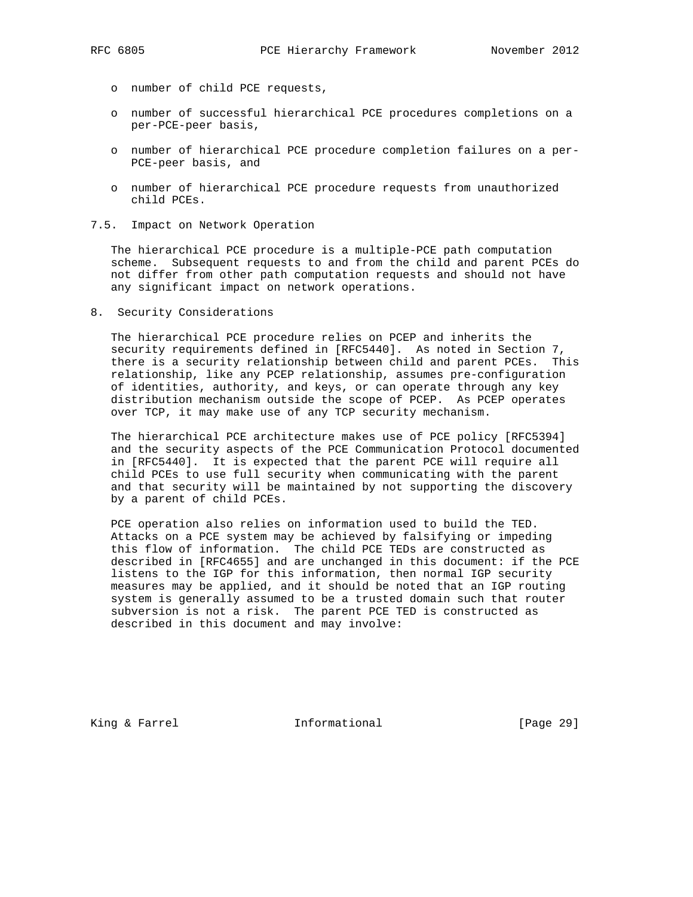- number of child PCE requests,
- number of successful hierarchical PCE procedures completions on a per-PCE-peer basis,
- number of hierarchical PCE procedure completion failures on a per-PCE-peer basis, and
- number of hierarchical PCE procedure requests from unauthorized child PCEs.

### 7.5. Impact on Network Operation

The hierarchical PCE procedure is a multiple-PCE path computation scheme. Subsequent requests to and from the child and parent PCEs do not differ from other path computation requests and should not have any significant impact on network operations.

## 8. Security Considerations

The hierarchical PCE procedure relies on PCEP and inherits the security requirements defined in [RFC5440]. As noted in Section 7, there is a security relationship between child and parent PCEs. This relationship, like any PCEP relationship, assumes pre-configuration of identities, authority, and keys, or can operate through any key distribution mechanism outside the scope of PCEP. As PCEP operates over TCP, it may make use of any TCP security mechanism.

The hierarchical PCE architecture makes use of PCE policy [RFC5394] and the security aspects of the PCE Communication Protocol documented in [RFC5440]. It is expected that the parent PCE will require all child PCEs to use full security when communicating with the parent and that security will be maintained by not supporting the discovery by a parent of child PCEs.

PCE operation also relies on information used to build the TED. Attacks on a PCE system may be achieved by falsifying or impeding this flow of information. The child PCE TEDs are constructed as described in [RFC4655] and are unchanged in this document: if the PCE listens to the IGP for this information, then normal IGP security measures may be applied, and it should be noted that an IGP routing system is generally assumed to be a trusted domain such that router subversion is not a risk. The parent PCE TED is constructed as described in this document and may involve: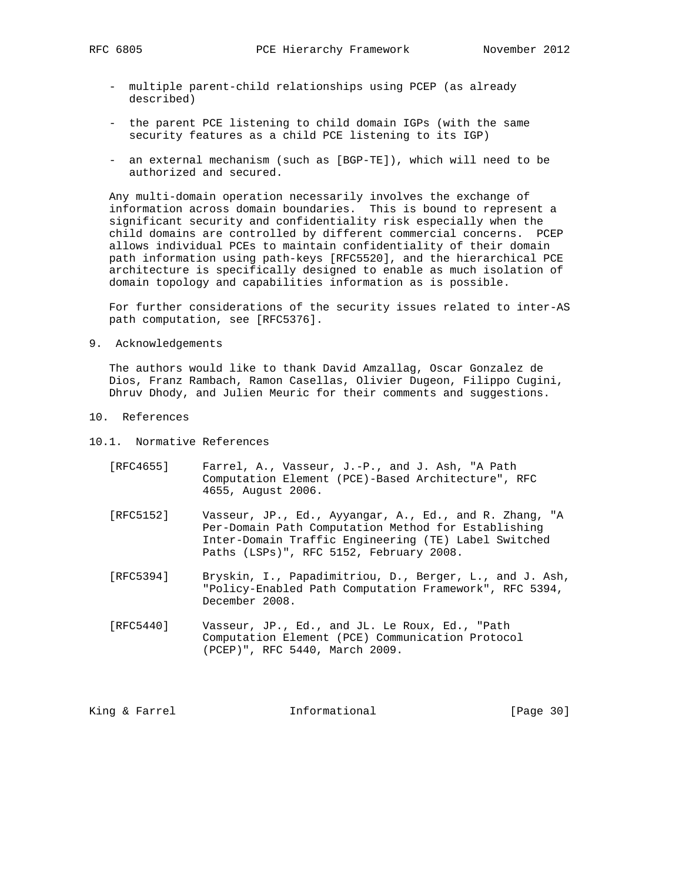- multiple parent-child relationships using PCEP (as already described)

- the parent PCE listening to child domain IGPs (with the same security features as a child PCE listening to its IGP)

- an external mechanism (such as [BGP-TE]), which will need to be authorized and secured.

Any multi-domain operation necessarily involves the exchange of information across domain boundaries. This is bound to represent a significant security and confidentiality risk especially when the child domains are controlled by different commercial concerns. PCEP allows individual PCEs to maintain confidentiality of their domain path information using path-keys [RFC5520], and the hierarchical PCE architecture is specifically designed to enable as much isolation of domain topology and capabilities information as is possible.

For further considerations of the security issues related to inter-AS path computation, see [RFC5376].

## 9. Acknowledgements

The authors would like to thank David Amzallag, Oscar Gonzalez de Dios, Franz Rambach, Ramon Casellas, Olivier Dugeon, Filippo Cugini, Dhruv Dhody, and Julien Meuric for their comments and suggestions.

## 10. References

### 10.1. Normative References

[RFC4655] Farrel, A., Vasseur, J.-P., and J. Ash, "A Path Computation Element (PCE)-Based Architecture", RFC 4655, August 2006.

[RFC5152] Vasseur, JP., Ed., Ayyangar, A., Ed., and R. Zhang, "A Per-Domain Path Computation Method for Establishing Inter-Domain Traffic Engineering (TE) Label Switched Paths (LSPs)", RFC 5152, February 2008.

[RFC5394] Bryskin, I., Papadimitriou, D., Berger, L., and J. Ash, "Policy-Enabled Path Computation Framework", RFC 5394, December 2008.

[RFC5440] Vasseur, JP., Ed., and JL. Le Roux, Ed., "Path Computation Element (PCE) Communication Protocol (PCEP)", RFC 5440, March 2009.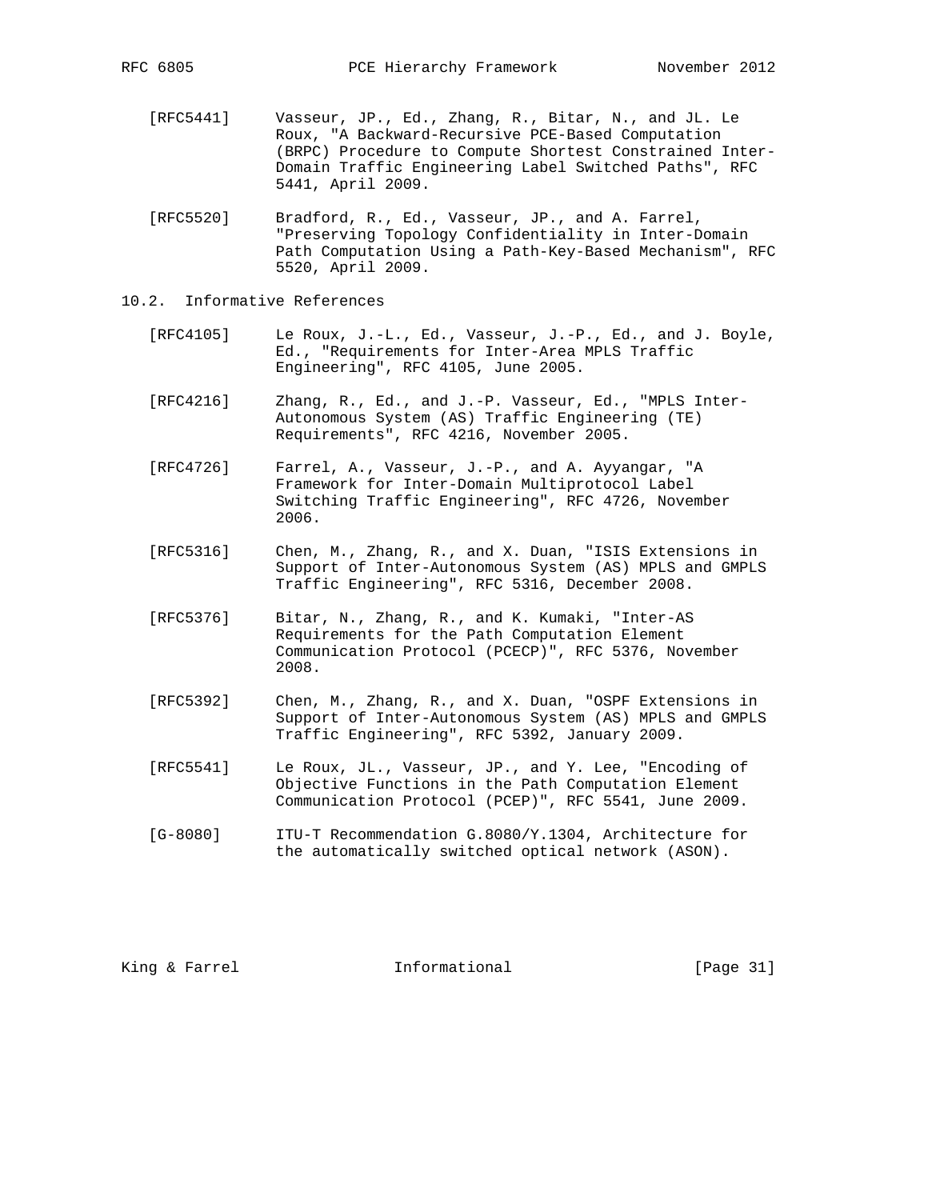[RFC5441] Vasseur, JP., Ed., Zhang, R., Bitar, N., and JL. Le Roux, "A Backward-Recursive PCE-Based Computation (BRPC) Procedure to Compute Shortest Constrained Inter-Domain Traffic Engineering Label Switched Paths", RFC 5441, April 2009.

[RFC5520] Bradford, R., Ed., Vasseur, JP., and A. Farrel, "Preserving Topology Confidentiality in Inter-Domain Path Computation Using a Path-Key-Based Mechanism", RFC 5520, April 2009.

## 10.2. Informative References

[RFC4105] Le Roux, J.-L., Ed., Vasseur, J.-P., Ed., and J. Boyle, Ed., "Requirements for Inter-Area MPLS Traffic Engineering", RFC 4105, June 2005.

[RFC4216] Zhang, R., Ed., and J.-P. Vasseur, Ed., "MPLS Inter-Autonomous System (AS) Traffic Engineering (TE) Requirements", RFC 4216, November 2005.

[RFC4726] Farrel, A., Vasseur, J.-P., and A. Ayyangar, "A Framework for Inter-Domain Multiprotocol Label Switching Traffic Engineering", RFC 4726, November 2006.

[RFC5316] Chen, M., Zhang, R., and X. Duan, "ISIS Extensions in Support of Inter-Autonomous System (AS) MPLS and GMPLS Traffic Engineering", RFC 5316, December 2008.

[RFC5376] Bitar, N., Zhang, R., and K. Kumaki, "Inter-AS Requirements for the Path Computation Element Communication Protocol (PCECP)", RFC 5376, November 2008.

[RFC5392] Chen, M., Zhang, R., and X. Duan, "OSPF Extensions in Support of Inter-Autonomous System (AS) MPLS and GMPLS Traffic Engineering", RFC 5392, January 2009.

[RFC5541] Le Roux, JL., Vasseur, JP., and Y. Lee, "Encoding of Objective Functions in the Path Computation Element Communication Protocol (PCEP)", RFC 5541, June 2009.

[G-8080] ITU-T Recommendation G.8080/Y.1304, Architecture for the automatically switched optical network (ASON).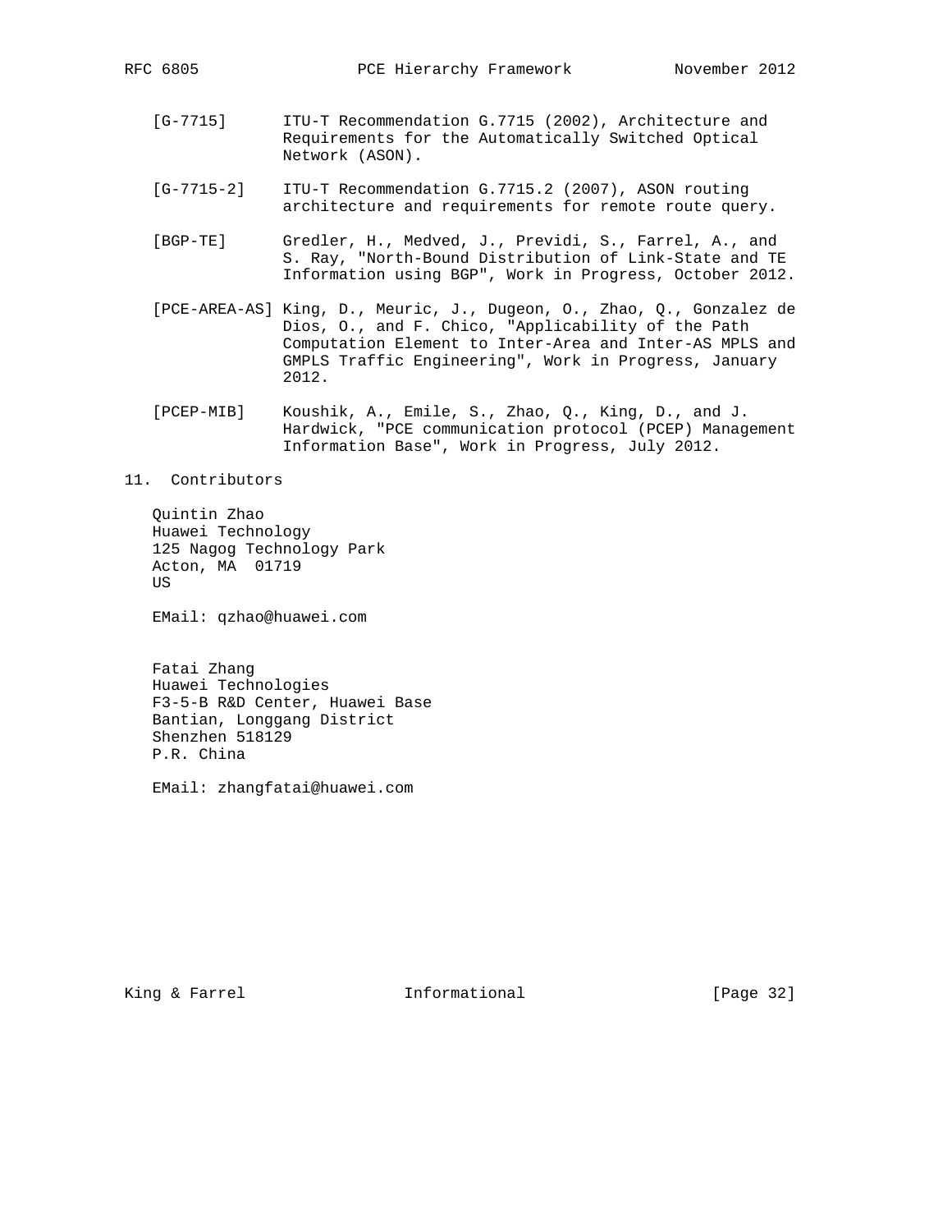[G-7715] ITU-T Recommendation G.7715 (2002), Architecture and Requirements for the Automatically Switched Optical Network (ASON).

[G-7715-2] ITU-T Recommendation G.7715.2 (2007), ASON routing architecture and requirements for remote route query.

[BGP-TE] Gredler, H., Medved, J., Previdi, S., Farrel, A., and S. Ray, "North-Bound Distribution of Link-State and TE Information using BGP", Work in Progress, October 2012.

[PCE-AREA-AS] King, D., Meuric, J., Dugeon, O., Zhao, Q., Gonzalez de Dios, O., and F. Chico, "Applicability of the Path Computation Element to Inter-Area and Inter-AS MPLS and GMPLS Traffic Engineering", Work in Progress, January 2012.

[PCEP-MIB] Koushik, A., Emile, S., Zhao, Q., King, D., and J. Hardwick, "PCE communication protocol (PCEP) Management Information Base", Work in Progress, July 2012.

## 11. Contributors

Quintin Zhao
Huawei Technology
125 Nagog Technology Park
Acton, MA 01719
US

EMail: qzhao@huawei.com

Fatai Zhang
Huawei Technologies
F3-5-B R&D Center, Huawei Base
Bantian, Longgang District
Shenzhen 518129
P.R. China

EMail: zhangfatai@huawei.com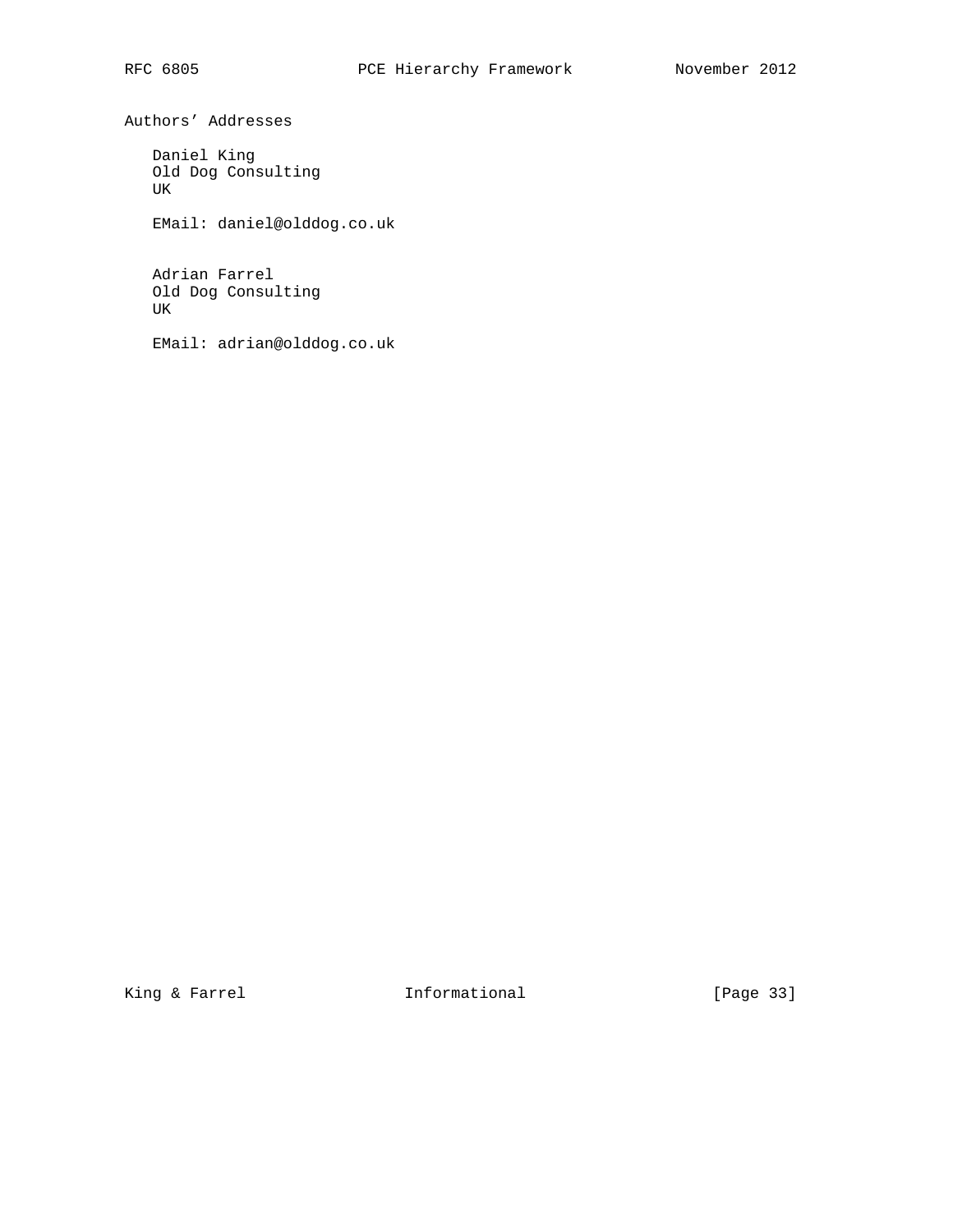## Authors' Addresses

Daniel King
Old Dog Consulting
UK

EMail: daniel@olddog.co.uk

Adrian Farrel
Old Dog Consulting
UK

EMail: adrian@olddog.co.uk